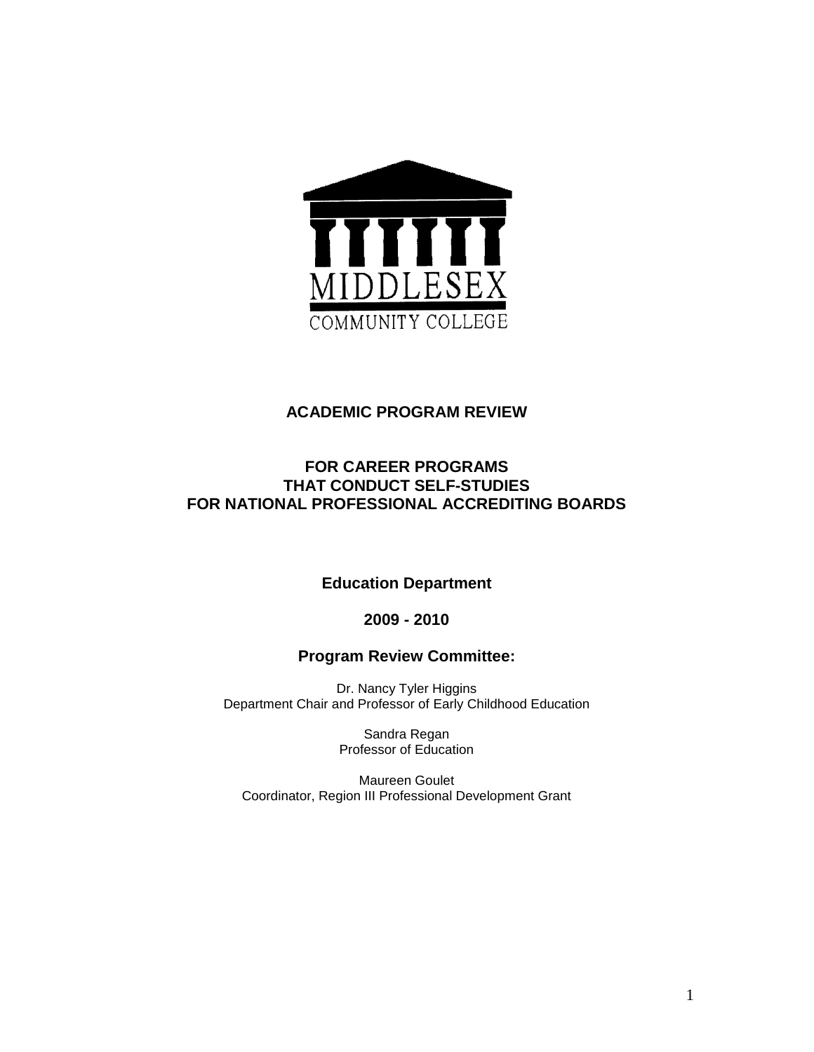MIDDLESEX

COMMUNITY COLLEGE

# ACADEMIC PROGRAM REVIEW

## FOR CAREER PROGRAMS THAT CONDUCT SELF-STUDIES FOR NATIONAL PROFESSIONAL ACCREDITING BOARDS

**Education Department**

**2009 - 2010**

**Program Review Committee:**

Dr. Nancy Tyler Higgins
Department Chair and Professor of Early Childhood Education

Sandra Regan
Professor of Education

Maureen Goulet
Coordinator, Region III Professional Development Grant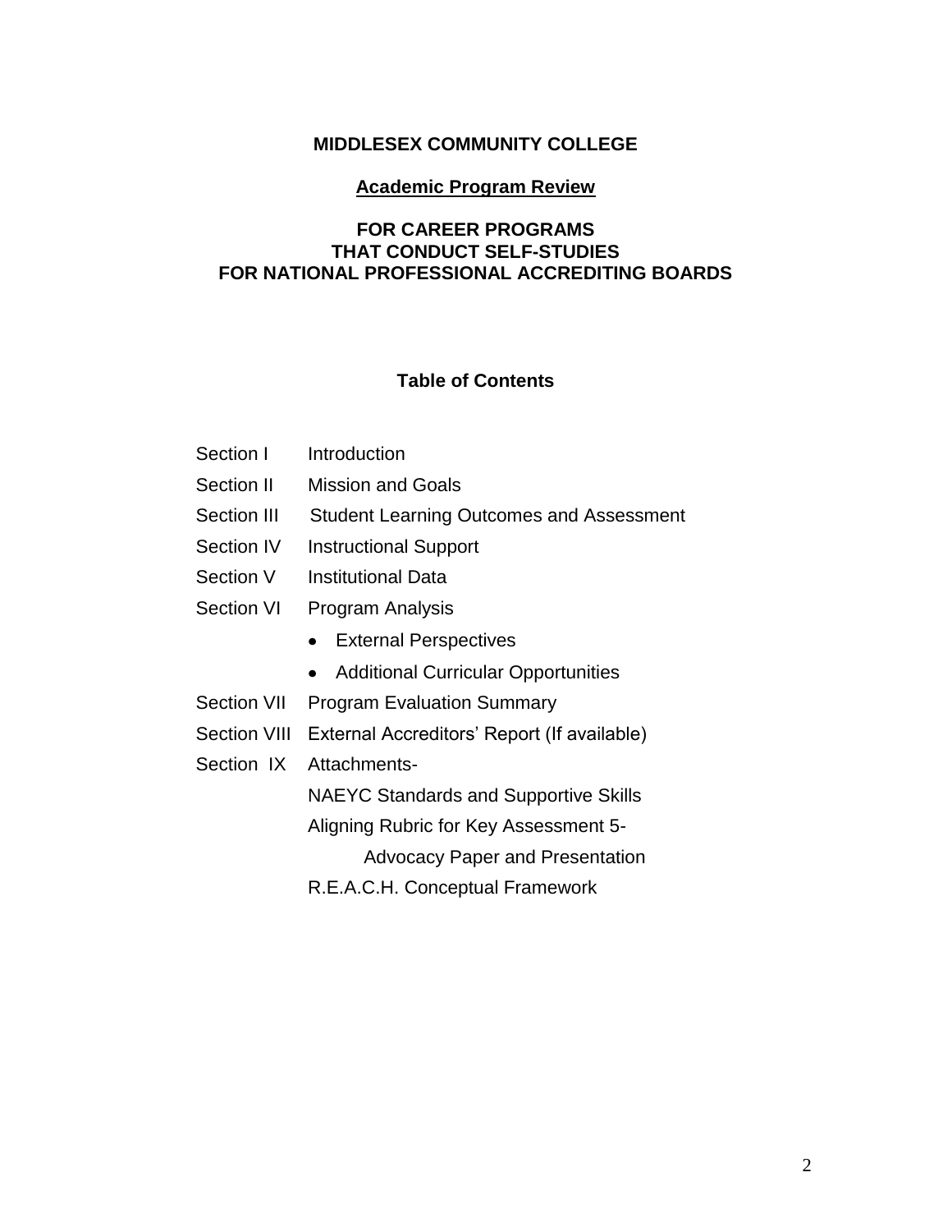**MIDDLESEX COMMUNITY COLLEGE**

**Academic Program Review**

**FOR CAREER PROGRAMS**
**THAT CONDUCT SELF-STUDIES**
**FOR NATIONAL PROFESSIONAL ACCREDITING BOARDS**

## Table of Contents

| | |
|---|---|
| Section I | Introduction |
| Section II | Mission and Goals |
| Section III | Student Learning Outcomes and Assessment |
| Section IV | Instructional Support |
| Section V | Institutional Data |
| Section VI | Program Analysis |
| | • External Perspectives |
| | • Additional Curricular Opportunities |
| Section VII | Program Evaluation Summary |
| Section VIII | External Accreditors' Report (If available) |
| Section IX | Attachments- |
| | NAEYC Standards and Supportive Skills |
| | Aligning Rubric for Key Assessment 5- Advocacy Paper and Presentation |
| | R.E.A.C.H. Conceptual Framework |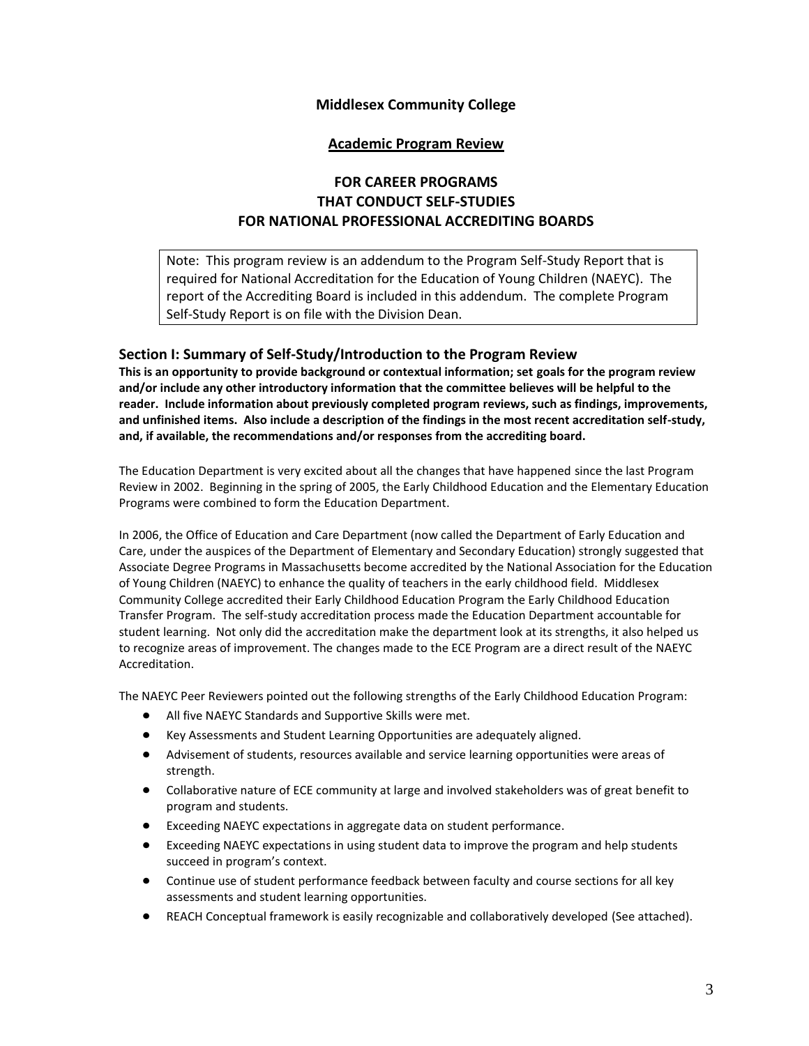**Middlesex Community College**

**Academic Program Review**

**FOR CAREER PROGRAMS THAT CONDUCT SELF-STUDIES FOR NATIONAL PROFESSIONAL ACCREDITING BOARDS**

Note: This program review is an addendum to the Program Self-Study Report that is required for National Accreditation for the Education of Young Children (NAEYC). The report of the Accrediting Board is included in this addendum. The complete Program Self-Study Report is on file with the Division Dean.

## Section I: Summary of Self-Study/Introduction to the Program Review

**This is an opportunity to provide background or contextual information; set goals for the program review and/or include any other introductory information that the committee believes will be helpful to the reader. Include information about previously completed program reviews, such as findings, improvements, and unfinished items. Also include a description of the findings in the most recent accreditation self-study, and, if available, the recommendations and/or responses from the accrediting board.**

The Education Department is very excited about all the changes that have happened since the last Program Review in 2002. Beginning in the spring of 2005, the Early Childhood Education and the Elementary Education Programs were combined to form the Education Department.

In 2006, the Office of Education and Care Department (now called the Department of Early Education and Care, under the auspices of the Department of Elementary and Secondary Education) strongly suggested that Associate Degree Programs in Massachusetts become accredited by the National Association for the Education of Young Children (NAEYC) to enhance the quality of teachers in the early childhood field. Middlesex Community College accredited their Early Childhood Education Program the Early Childhood Education Transfer Program. The self-study accreditation process made the Education Department accountable for student learning. Not only did the accreditation make the department look at its strengths, it also helped us to recognize areas of improvement. The changes made to the ECE Program are a direct result of the NAEYC Accreditation.

The NAEYC Peer Reviewers pointed out the following strengths of the Early Childhood Education Program:

- All five NAEYC Standards and Supportive Skills were met.
- Key Assessments and Student Learning Opportunities are adequately aligned.
- Advisement of students, resources available and service learning opportunities were areas of strength.
- Collaborative nature of ECE community at large and involved stakeholders was of great benefit to program and students.
- Exceeding NAEYC expectations in aggregate data on student performance.
- Exceeding NAEYC expectations in using student data to improve the program and help students succeed in program's context.
- Continue use of student performance feedback between faculty and course sections for all key assessments and student learning opportunities.
- REACH Conceptual framework is easily recognizable and collaboratively developed (See attached).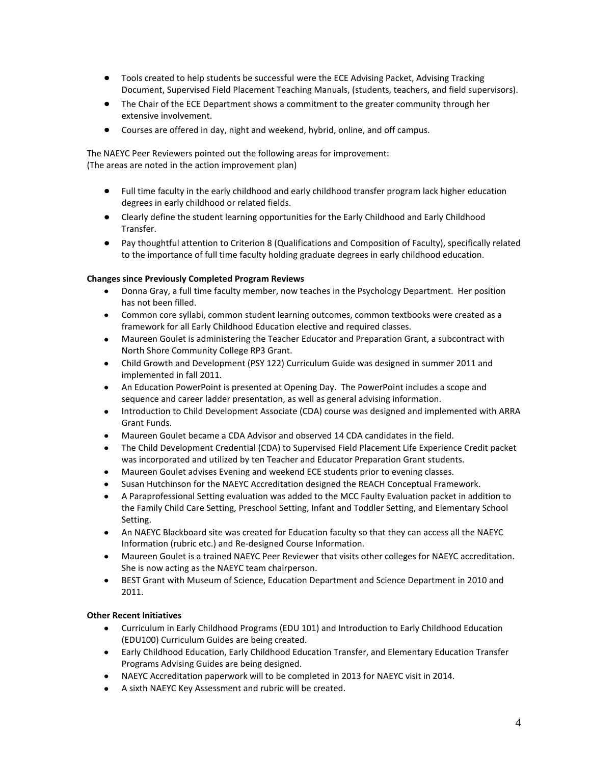- Tools created to help students be successful were the ECE Advising Packet, Advising Tracking Document, Supervised Field Placement Teaching Manuals, (students, teachers, and field supervisors).
- The Chair of the ECE Department shows a commitment to the greater community through her extensive involvement.
- Courses are offered in day, night and weekend, hybrid, online, and off campus.

The NAEYC Peer Reviewers pointed out the following areas for improvement:
(The areas are noted in the action improvement plan)

- Full time faculty in the early childhood and early childhood transfer program lack higher education degrees in early childhood or related fields.
- Clearly define the student learning opportunities for the Early Childhood and Early Childhood Transfer.
- Pay thoughtful attention to Criterion 8 (Qualifications and Composition of Faculty), specifically related to the importance of full time faculty holding graduate degrees in early childhood education.

**Changes since Previously Completed Program Reviews**

- Donna Gray, a full time faculty member, now teaches in the Psychology Department. Her position has not been filled.
- Common core syllabi, common student learning outcomes, common textbooks were created as a framework for all Early Childhood Education elective and required classes.
- Maureen Goulet is administering the Teacher Educator and Preparation Grant, a subcontract with North Shore Community College RP3 Grant.
- Child Growth and Development (PSY 122) Curriculum Guide was designed in summer 2011 and implemented in fall 2011.
- An Education PowerPoint is presented at Opening Day. The PowerPoint includes a scope and sequence and career ladder presentation, as well as general advising information.
- Introduction to Child Development Associate (CDA) course was designed and implemented with ARRA Grant Funds.
- Maureen Goulet became a CDA Advisor and observed 14 CDA candidates in the field.
- The Child Development Credential (CDA) to Supervised Field Placement Life Experience Credit packet was incorporated and utilized by ten Teacher and Educator Preparation Grant students.
- Maureen Goulet advises Evening and weekend ECE students prior to evening classes.
- Susan Hutchinson for the NAEYC Accreditation designed the REACH Conceptual Framework.
- A Paraprofessional Setting evaluation was added to the MCC Faulty Evaluation packet in addition to the Family Child Care Setting, Preschool Setting, Infant and Toddler Setting, and Elementary School Setting.
- An NAEYC Blackboard site was created for Education faculty so that they can access all the NAEYC Information (rubric etc.) and Re-designed Course Information.
- Maureen Goulet is a trained NAEYC Peer Reviewer that visits other colleges for NAEYC accreditation. She is now acting as the NAEYC team chairperson.
- BEST Grant with Museum of Science, Education Department and Science Department in 2010 and 2011.

**Other Recent Initiatives**

- Curriculum in Early Childhood Programs (EDU 101) and Introduction to Early Childhood Education (EDU100) Curriculum Guides are being created.
- Early Childhood Education, Early Childhood Education Transfer, and Elementary Education Transfer Programs Advising Guides are being designed.
- NAEYC Accreditation paperwork will to be completed in 2013 for NAEYC visit in 2014.
- A sixth NAEYC Key Assessment and rubric will be created.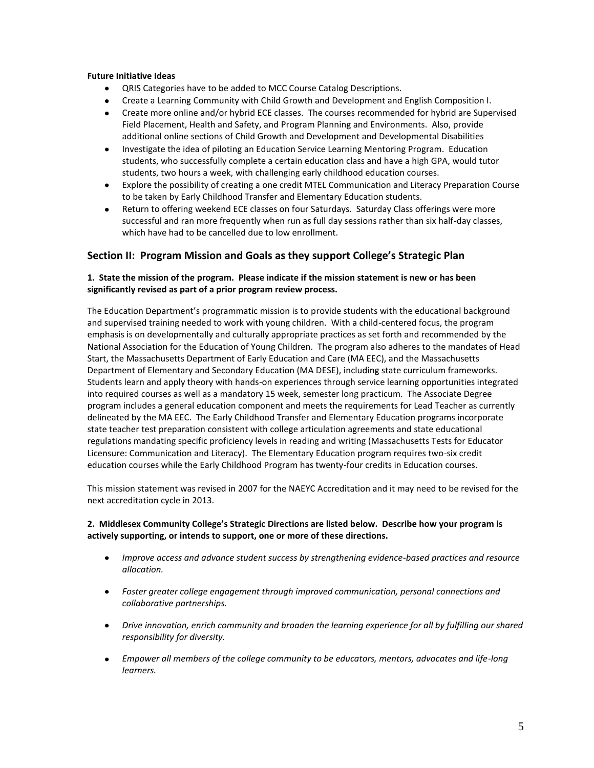**Future Initiative Ideas**

- QRIS Categories have to be added to MCC Course Catalog Descriptions.
- Create a Learning Community with Child Growth and Development and English Composition I.
- Create more online and/or hybrid ECE classes. The courses recommended for hybrid are Supervised Field Placement, Health and Safety, and Program Planning and Environments. Also, provide additional online sections of Child Growth and Development and Developmental Disabilities
- Investigate the idea of piloting an Education Service Learning Mentoring Program. Education students, who successfully complete a certain education class and have a high GPA, would tutor students, two hours a week, with challenging early childhood education courses.
- Explore the possibility of creating a one credit MTEL Communication and Literacy Preparation Course to be taken by Early Childhood Transfer and Elementary Education students.
- Return to offering weekend ECE classes on four Saturdays. Saturday Class offerings were more successful and ran more frequently when run as full day sessions rather than six half-day classes, which have had to be cancelled due to low enrollment.

## Section II: Program Mission and Goals as they support College's Strategic Plan

**1. State the mission of the program. Please indicate if the mission statement is new or has been significantly revised as part of a prior program review process.**

The Education Department's programmatic mission is to provide students with the educational background and supervised training needed to work with young children. With a child-centered focus, the program emphasis is on developmentally and culturally appropriate practices as set forth and recommended by the National Association for the Education of Young Children. The program also adheres to the mandates of Head Start, the Massachusetts Department of Early Education and Care (MA EEC), and the Massachusetts Department of Elementary and Secondary Education (MA DESE), including state curriculum frameworks. Students learn and apply theory with hands-on experiences through service learning opportunities integrated into required courses as well as a mandatory 15 week, semester long practicum. The Associate Degree program includes a general education component and meets the requirements for Lead Teacher as currently delineated by the MA EEC. The Early Childhood Transfer and Elementary Education programs incorporate state teacher test preparation consistent with college articulation agreements and state educational regulations mandating specific proficiency levels in reading and writing (Massachusetts Tests for Educator Licensure: Communication and Literacy). The Elementary Education program requires two-six credit education courses while the Early Childhood Program has twenty-four credits in Education courses.

This mission statement was revised in 2007 for the NAEYC Accreditation and it may need to be revised for the next accreditation cycle in 2013.

**2. Middlesex Community College's Strategic Directions are listed below. Describe how your program is actively supporting, or intends to support, one or more of these directions.**

- *Improve access and advance student success by strengthening evidence-based practices and resource allocation.*
- *Foster greater college engagement through improved communication, personal connections and collaborative partnerships.*
- *Drive innovation, enrich community and broaden the learning experience for all by fulfilling our shared responsibility for diversity.*
- *Empower all members of the college community to be educators, mentors, advocates and life-long learners.*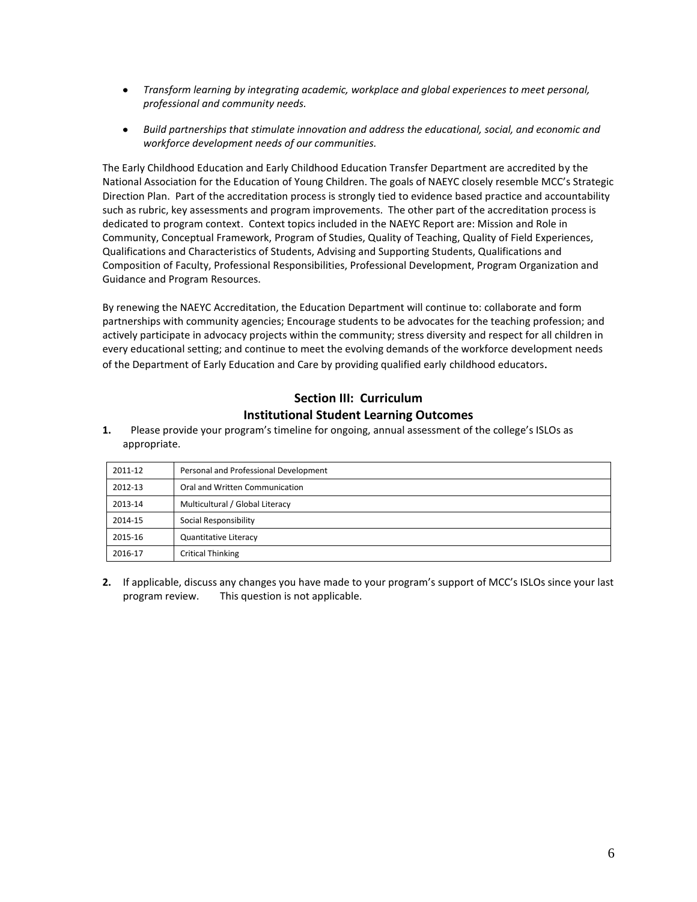- *Transform learning by integrating academic, workplace and global experiences to meet personal, professional and community needs.*

- *Build partnerships that stimulate innovation and address the educational, social, and economic and workforce development needs of our communities.*

The Early Childhood Education and Early Childhood Education Transfer Department are accredited by the National Association for the Education of Young Children. The goals of NAEYC closely resemble MCC's Strategic Direction Plan. Part of the accreditation process is strongly tied to evidence based practice and accountability such as rubric, key assessments and program improvements. The other part of the accreditation process is dedicated to program context. Context topics included in the NAEYC Report are: Mission and Role in Community, Conceptual Framework, Program of Studies, Quality of Teaching, Quality of Field Experiences, Qualifications and Characteristics of Students, Advising and Supporting Students, Qualifications and Composition of Faculty, Professional Responsibilities, Professional Development, Program Organization and Guidance and Program Resources.

By renewing the NAEYC Accreditation, the Education Department will continue to: collaborate and form partnerships with community agencies; Encourage students to be advocates for the teaching profession; and actively participate in advocacy projects within the community; stress diversity and respect for all children in every educational setting; and continue to meet the evolving demands of the workforce development needs of the Department of Early Education and Care by providing qualified early childhood educators.

## Section III: Curriculum
## Institutional Student Learning Outcomes

**1.** Please provide your program's timeline for ongoing, annual assessment of the college's ISLOs as appropriate.

| | |
|---|---|
| 2011-12 | Personal and Professional Development |
| 2012-13 | Oral and Written Communication |
| 2013-14 | Multicultural / Global Literacy |
| 2014-15 | Social Responsibility |
| 2015-16 | Quantitative Literacy |
| 2016-17 | Critical Thinking |

**2.** If applicable, discuss any changes you have made to your program's support of MCC's ISLOs since your last program review. This question is not applicable.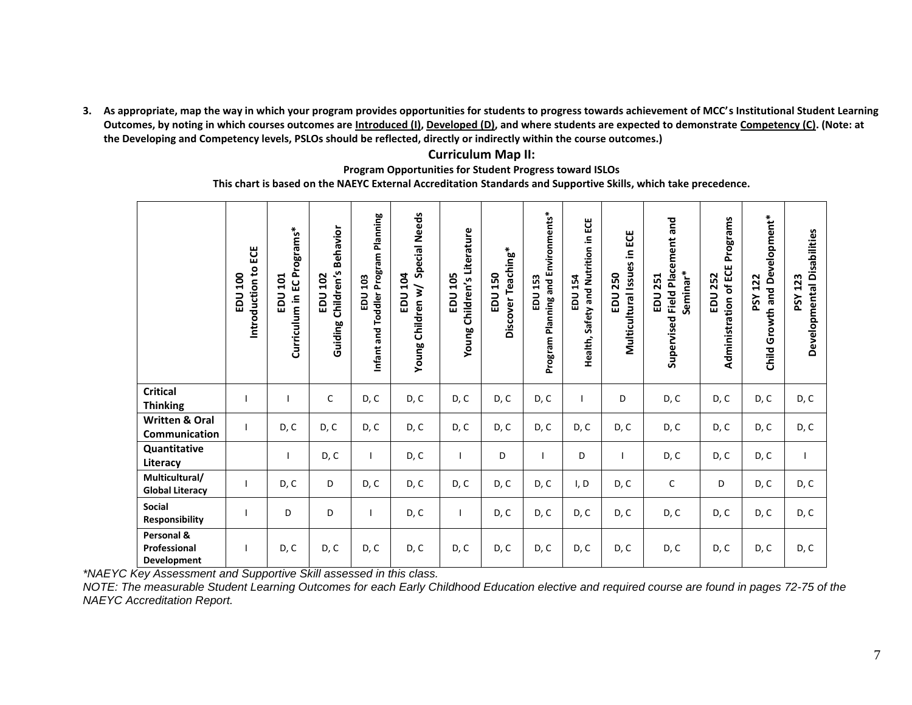3. **As appropriate, map the way in which your program provides opportunities for students to progress towards achievement of MCC's Institutional Student Learning Outcomes, by noting in which courses outcomes are Introduced (I), Developed (D), and where students are expected to demonstrate Competency (C). (Note: at the Developing and Competency levels, PSLOs should be reflected, directly or indirectly within the course outcomes.)**

## Curriculum Map II:

**Program Opportunities for Student Progress toward ISLOs**

**This chart is based on the NAEYC External Accreditation Standards and Supportive Skills, which take precedence.**

| | EDU 100 Introduction to ECE | EDU 101 Curriculum in EC Programs* | EDU 102 Guiding Children's Behavior | EDU 103 Infant and Toddler Program Planning | EDU 104 Young Children w/ Special Needs | EDU 105 Young Children's Literature | EDU 150 Discover Teaching* | EDU 153 Program Planning and Environments* | EDU 154 Health, Safety and Nutrition in ECE | EDU 250 Multicultural Issues in ECE | EDU 251 Supervised Field Placement and Seminar* | EDU 252 Administration of ECE Programs | PSY 122 Child Growth and Development* | PSY 123 Developmental Disabilities |
|---|---|---|---|---|---|---|---|---|---|---|---|---|---|---|
| **Critical Thinking** | I | I | C | D, C | D, C | D, C | D, C | D, C | I | D | D, C | D, C | D, C | D, C |
| **Written & Oral Communication** | I | D, C | D, C | D, C | D, C | D, C | D, C | D, C | D, C | D, C | D, C | D, C | D, C | D, C |
| **Quantitative Literacy** | | I | D, C | I | D, C | I | D | I | D | I | D, C | D, C | D, C | I |
| **Multicultural/ Global Literacy** | I | D, C | D | D, C | D, C | D, C | D, C | D, C | I, D | D, C | C | D | D, C | D, C |
| **Social Responsibility** | I | D | D | I | D, C | I | D, C | D, C | D, C | D, C | D, C | D, C | D, C | D, C |
| **Personal & Professional Development** | I | D, C | D, C | D, C | D, C | D, C | D, C | D, C | D, C | D, C | D, C | D, C | D, C | D, C |

*\*NAEYC Key Assessment and Supportive Skill assessed in this class.*

*NOTE: The measurable Student Learning Outcomes for each Early Childhood Education elective and required course are found in pages 72-75 of the NAEYC Accreditation Report.*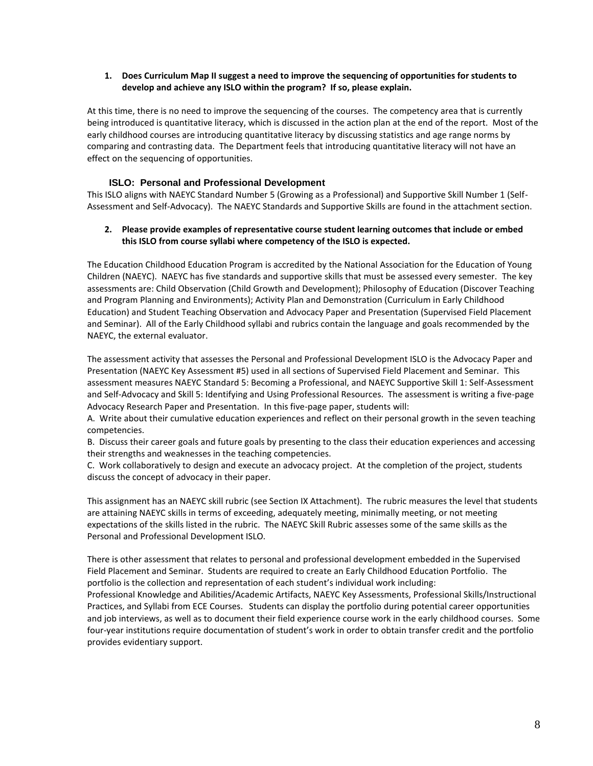**1. Does Curriculum Map II suggest a need to improve the sequencing of opportunities for students to develop and achieve any ISLO within the program? If so, please explain.**

At this time, there is no need to improve the sequencing of the courses. The competency area that is currently being introduced is quantitative literacy, which is discussed in the action plan at the end of the report. Most of the early childhood courses are introducing quantitative literacy by discussing statistics and age range norms by comparing and contrasting data. The Department feels that introducing quantitative literacy will not have an effect on the sequencing of opportunities.

## ISLO: Personal and Professional Development

This ISLO aligns with NAEYC Standard Number 5 (Growing as a Professional) and Supportive Skill Number 1 (Self-Assessment and Self-Advocacy). The NAEYC Standards and Supportive Skills are found in the attachment section.

**2. Please provide examples of representative course student learning outcomes that include or embed this ISLO from course syllabi where competency of the ISLO is expected.**

The Education Childhood Education Program is accredited by the National Association for the Education of Young Children (NAEYC). NAEYC has five standards and supportive skills that must be assessed every semester. The key assessments are: Child Observation (Child Growth and Development); Philosophy of Education (Discover Teaching and Program Planning and Environments); Activity Plan and Demonstration (Curriculum in Early Childhood Education) and Student Teaching Observation and Advocacy Paper and Presentation (Supervised Field Placement and Seminar). All of the Early Childhood syllabi and rubrics contain the language and goals recommended by the NAEYC, the external evaluator.

The assessment activity that assesses the Personal and Professional Development ISLO is the Advocacy Paper and Presentation (NAEYC Key Assessment #5) used in all sections of Supervised Field Placement and Seminar. This assessment measures NAEYC Standard 5: Becoming a Professional, and NAEYC Supportive Skill 1: Self-Assessment and Self-Advocacy and Skill 5: Identifying and Using Professional Resources. The assessment is writing a five-page Advocacy Research Paper and Presentation. In this five-page paper, students will:

A. Write about their cumulative education experiences and reflect on their personal growth in the seven teaching competencies.

B. Discuss their career goals and future goals by presenting to the class their education experiences and accessing their strengths and weaknesses in the teaching competencies.

C. Work collaboratively to design and execute an advocacy project. At the completion of the project, students discuss the concept of advocacy in their paper.

This assignment has an NAEYC skill rubric (see Section IX Attachment). The rubric measures the level that students are attaining NAEYC skills in terms of exceeding, adequately meeting, minimally meeting, or not meeting expectations of the skills listed in the rubric. The NAEYC Skill Rubric assesses some of the same skills as the Personal and Professional Development ISLO.

There is other assessment that relates to personal and professional development embedded in the Supervised Field Placement and Seminar. Students are required to create an Early Childhood Education Portfolio. The portfolio is the collection and representation of each student's individual work including:
Professional Knowledge and Abilities/Academic Artifacts, NAEYC Key Assessments, Professional Skills/Instructional Practices, and Syllabi from ECE Courses. Students can display the portfolio during potential career opportunities and job interviews, as well as to document their field experience course work in the early childhood courses. Some four-year institutions require documentation of student's work in order to obtain transfer credit and the portfolio provides evidentiary support.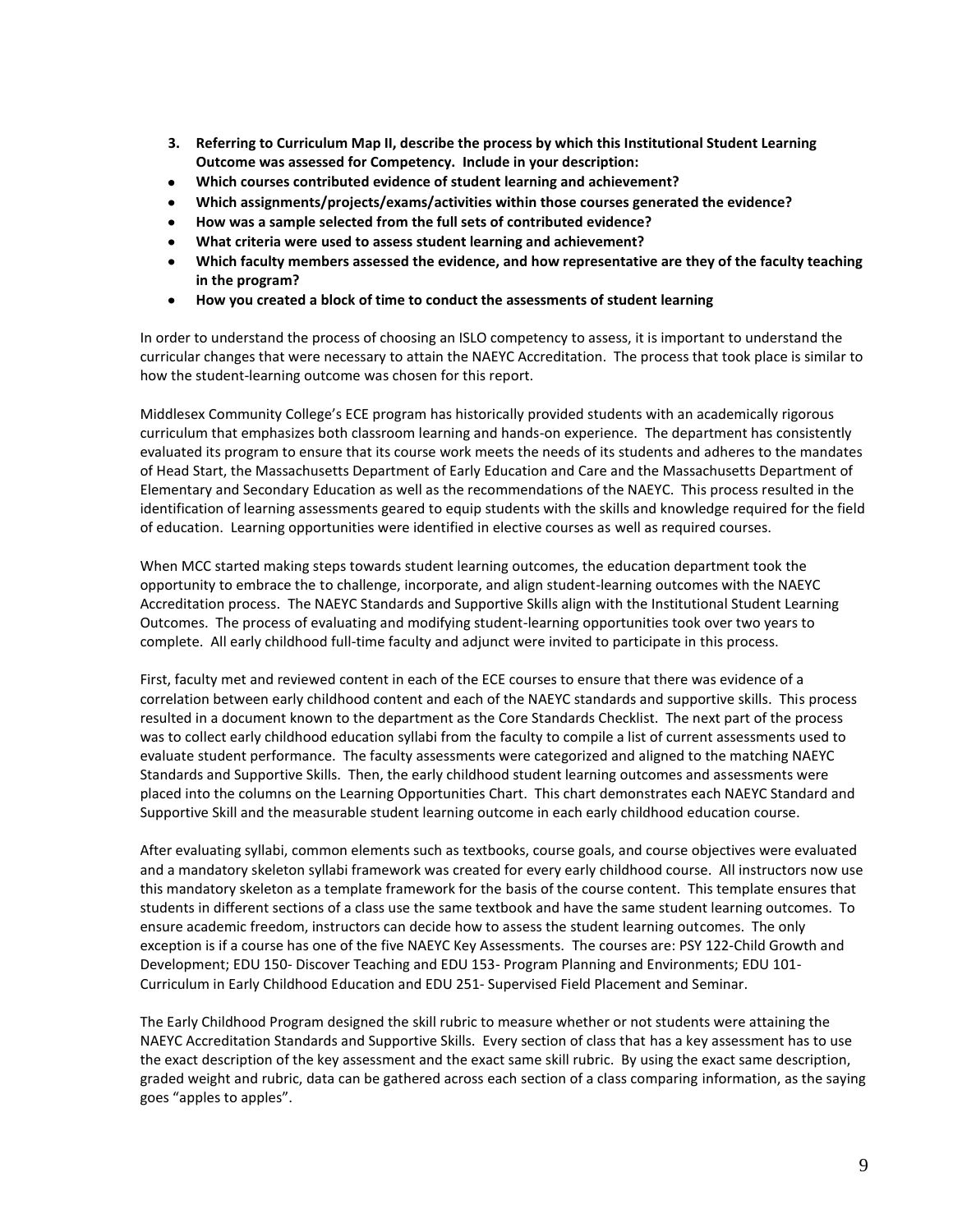**3. Referring to Curriculum Map II, describe the process by which this Institutional Student Learning Outcome was assessed for Competency. Include in your description:**

- **Which courses contributed evidence of student learning and achievement?**
- **Which assignments/projects/exams/activities within those courses generated the evidence?**
- **How was a sample selected from the full sets of contributed evidence?**
- **What criteria were used to assess student learning and achievement?**
- **Which faculty members assessed the evidence, and how representative are they of the faculty teaching in the program?**
- **How you created a block of time to conduct the assessments of student learning**

In order to understand the process of choosing an ISLO competency to assess, it is important to understand the curricular changes that were necessary to attain the NAEYC Accreditation. The process that took place is similar to how the student-learning outcome was chosen for this report.

Middlesex Community College's ECE program has historically provided students with an academically rigorous curriculum that emphasizes both classroom learning and hands-on experience. The department has consistently evaluated its program to ensure that its course work meets the needs of its students and adheres to the mandates of Head Start, the Massachusetts Department of Early Education and Care and the Massachusetts Department of Elementary and Secondary Education as well as the recommendations of the NAEYC. This process resulted in the identification of learning assessments geared to equip students with the skills and knowledge required for the field of education. Learning opportunities were identified in elective courses as well as required courses.

When MCC started making steps towards student learning outcomes, the education department took the opportunity to embrace the to challenge, incorporate, and align student-learning outcomes with the NAEYC Accreditation process. The NAEYC Standards and Supportive Skills align with the Institutional Student Learning Outcomes. The process of evaluating and modifying student-learning opportunities took over two years to complete. All early childhood full-time faculty and adjunct were invited to participate in this process.

First, faculty met and reviewed content in each of the ECE courses to ensure that there was evidence of a correlation between early childhood content and each of the NAEYC standards and supportive skills. This process resulted in a document known to the department as the Core Standards Checklist. The next part of the process was to collect early childhood education syllabi from the faculty to compile a list of current assessments used to evaluate student performance. The faculty assessments were categorized and aligned to the matching NAEYC Standards and Supportive Skills. Then, the early childhood student learning outcomes and assessments were placed into the columns on the Learning Opportunities Chart. This chart demonstrates each NAEYC Standard and Supportive Skill and the measurable student learning outcome in each early childhood education course.

After evaluating syllabi, common elements such as textbooks, course goals, and course objectives were evaluated and a mandatory skeleton syllabi framework was created for every early childhood course. All instructors now use this mandatory skeleton as a template framework for the basis of the course content. This template ensures that students in different sections of a class use the same textbook and have the same student learning outcomes. To ensure academic freedom, instructors can decide how to assess the student learning outcomes. The only exception is if a course has one of the five NAEYC Key Assessments. The courses are: PSY 122-Child Growth and Development; EDU 150- Discover Teaching and EDU 153- Program Planning and Environments; EDU 101- Curriculum in Early Childhood Education and EDU 251- Supervised Field Placement and Seminar.

The Early Childhood Program designed the skill rubric to measure whether or not students were attaining the NAEYC Accreditation Standards and Supportive Skills. Every section of class that has a key assessment has to use the exact description of the key assessment and the exact same skill rubric. By using the exact same description, graded weight and rubric, data can be gathered across each section of a class comparing information, as the saying goes "apples to apples".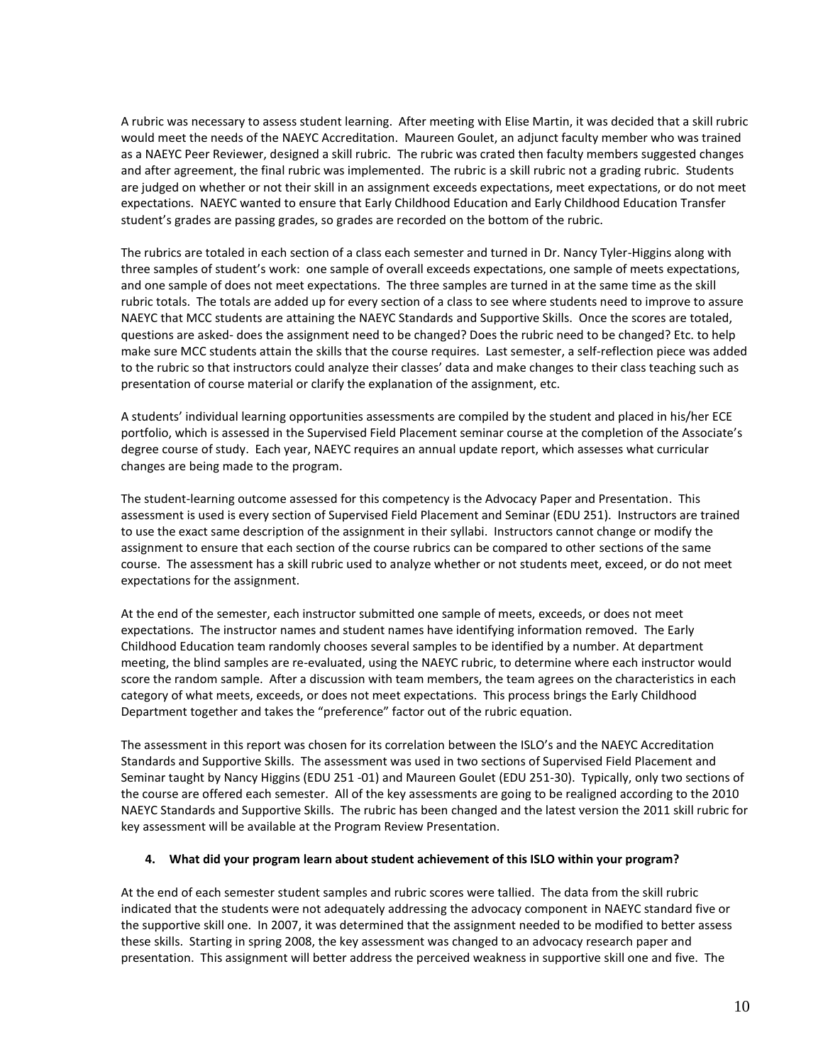A rubric was necessary to assess student learning. After meeting with Elise Martin, it was decided that a skill rubric would meet the needs of the NAEYC Accreditation. Maureen Goulet, an adjunct faculty member who was trained as a NAEYC Peer Reviewer, designed a skill rubric. The rubric was crated then faculty members suggested changes and after agreement, the final rubric was implemented. The rubric is a skill rubric not a grading rubric. Students are judged on whether or not their skill in an assignment exceeds expectations, meet expectations, or do not meet expectations. NAEYC wanted to ensure that Early Childhood Education and Early Childhood Education Transfer student's grades are passing grades, so grades are recorded on the bottom of the rubric.

The rubrics are totaled in each section of a class each semester and turned in Dr. Nancy Tyler-Higgins along with three samples of student's work: one sample of overall exceeds expectations, one sample of meets expectations, and one sample of does not meet expectations. The three samples are turned in at the same time as the skill rubric totals. The totals are added up for every section of a class to see where students need to improve to assure NAEYC that MCC students are attaining the NAEYC Standards and Supportive Skills. Once the scores are totaled, questions are asked- does the assignment need to be changed? Does the rubric need to be changed? Etc. to help make sure MCC students attain the skills that the course requires. Last semester, a self-reflection piece was added to the rubric so that instructors could analyze their classes' data and make changes to their class teaching such as presentation of course material or clarify the explanation of the assignment, etc.

A students' individual learning opportunities assessments are compiled by the student and placed in his/her ECE portfolio, which is assessed in the Supervised Field Placement seminar course at the completion of the Associate's degree course of study. Each year, NAEYC requires an annual update report, which assesses what curricular changes are being made to the program.

The student-learning outcome assessed for this competency is the Advocacy Paper and Presentation. This assessment is used is every section of Supervised Field Placement and Seminar (EDU 251). Instructors are trained to use the exact same description of the assignment in their syllabi. Instructors cannot change or modify the assignment to ensure that each section of the course rubrics can be compared to other sections of the same course. The assessment has a skill rubric used to analyze whether or not students meet, exceed, or do not meet expectations for the assignment.

At the end of the semester, each instructor submitted one sample of meets, exceeds, or does not meet expectations. The instructor names and student names have identifying information removed. The Early Childhood Education team randomly chooses several samples to be identified by a number. At department meeting, the blind samples are re-evaluated, using the NAEYC rubric, to determine where each instructor would score the random sample. After a discussion with team members, the team agrees on the characteristics in each category of what meets, exceeds, or does not meet expectations. This process brings the Early Childhood Department together and takes the "preference" factor out of the rubric equation.

The assessment in this report was chosen for its correlation between the ISLO's and the NAEYC Accreditation Standards and Supportive Skills. The assessment was used in two sections of Supervised Field Placement and Seminar taught by Nancy Higgins (EDU 251 -01) and Maureen Goulet (EDU 251-30). Typically, only two sections of the course are offered each semester. All of the key assessments are going to be realigned according to the 2010 NAEYC Standards and Supportive Skills. The rubric has been changed and the latest version the 2011 skill rubric for key assessment will be available at the Program Review Presentation.

**4. What did your program learn about student achievement of this ISLO within your program?**

At the end of each semester student samples and rubric scores were tallied. The data from the skill rubric indicated that the students were not adequately addressing the advocacy component in NAEYC standard five or the supportive skill one. In 2007, it was determined that the assignment needed to be modified to better assess these skills. Starting in spring 2008, the key assessment was changed to an advocacy research paper and presentation. This assignment will better address the perceived weakness in supportive skill one and five. The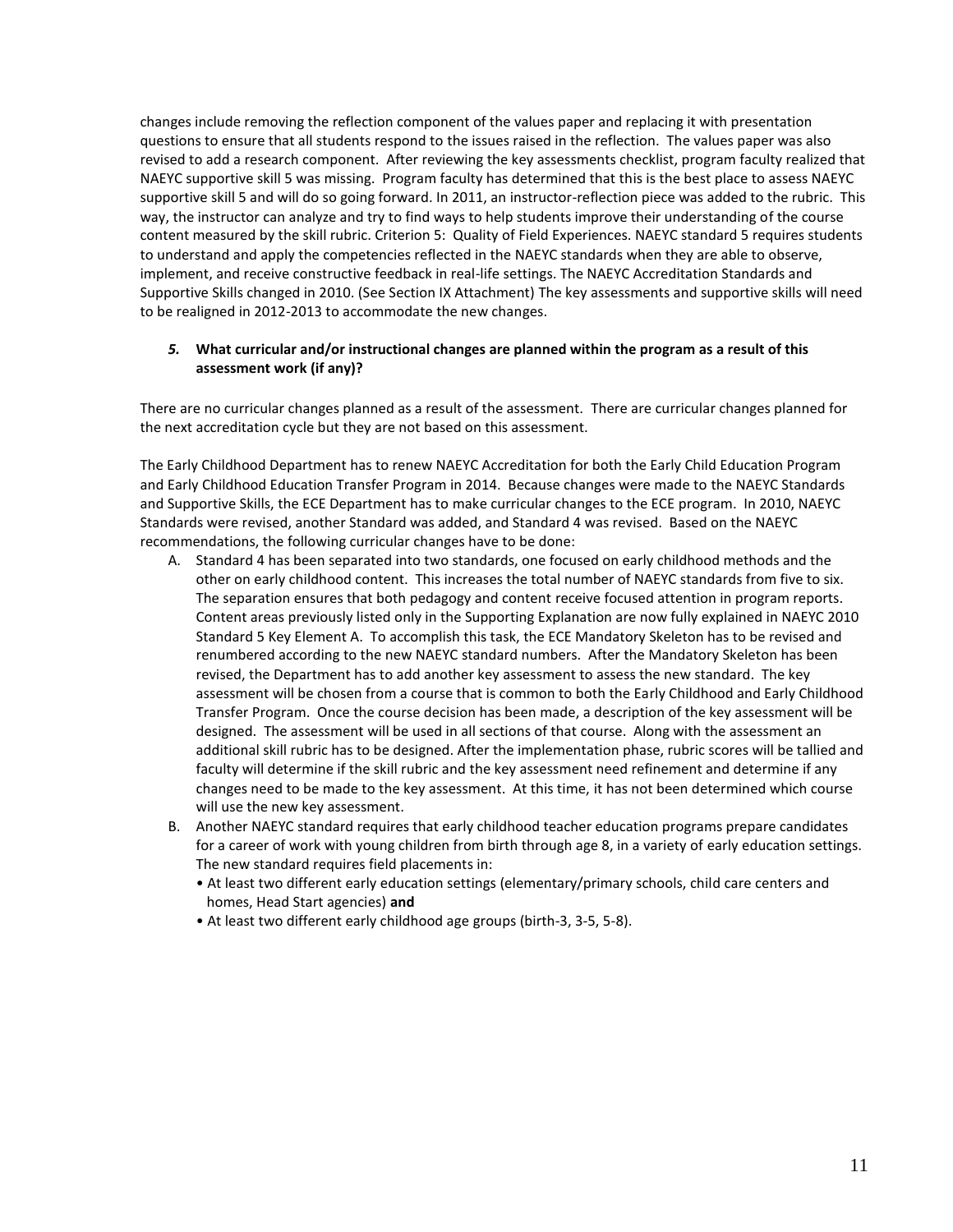changes include removing the reflection component of the values paper and replacing it with presentation questions to ensure that all students respond to the issues raised in the reflection. The values paper was also revised to add a research component. After reviewing the key assessments checklist, program faculty realized that NAEYC supportive skill 5 was missing. Program faculty has determined that this is the best place to assess NAEYC supportive skill 5 and will do so going forward. In 2011, an instructor-reflection piece was added to the rubric. This way, the instructor can analyze and try to find ways to help students improve their understanding of the course content measured by the skill rubric. Criterion 5: Quality of Field Experiences. NAEYC standard 5 requires students to understand and apply the competencies reflected in the NAEYC standards when they are able to observe, implement, and receive constructive feedback in real-life settings. The NAEYC Accreditation Standards and Supportive Skills changed in 2010. (See Section IX Attachment) The key assessments and supportive skills will need to be realigned in 2012-2013 to accommodate the new changes.

***5.* What curricular and/or instructional changes are planned within the program as a result of this assessment work (if any)?**

There are no curricular changes planned as a result of the assessment. There are curricular changes planned for the next accreditation cycle but they are not based on this assessment.

The Early Childhood Department has to renew NAEYC Accreditation for both the Early Child Education Program and Early Childhood Education Transfer Program in 2014. Because changes were made to the NAEYC Standards and Supportive Skills, the ECE Department has to make curricular changes to the ECE program. In 2010, NAEYC Standards were revised, another Standard was added, and Standard 4 was revised. Based on the NAEYC recommendations, the following curricular changes have to be done:

A. Standard 4 has been separated into two standards, one focused on early childhood methods and the other on early childhood content. This increases the total number of NAEYC standards from five to six. The separation ensures that both pedagogy and content receive focused attention in program reports. Content areas previously listed only in the Supporting Explanation are now fully explained in NAEYC 2010 Standard 5 Key Element A. To accomplish this task, the ECE Mandatory Skeleton has to be revised and renumbered according to the new NAEYC standard numbers. After the Mandatory Skeleton has been revised, the Department has to add another key assessment to assess the new standard. The key assessment will be chosen from a course that is common to both the Early Childhood and Early Childhood Transfer Program. Once the course decision has been made, a description of the key assessment will be designed. The assessment will be used in all sections of that course. Along with the assessment an additional skill rubric has to be designed. After the implementation phase, rubric scores will be tallied and faculty will determine if the skill rubric and the key assessment need refinement and determine if any changes need to be made to the key assessment. At this time, it has not been determined which course will use the new key assessment.

B. Another NAEYC standard requires that early childhood teacher education programs prepare candidates for a career of work with young children from birth through age 8, in a variety of early education settings. The new standard requires field placements in:
   - At least two different early education settings (elementary/primary schools, child care centers and homes, Head Start agencies) **and**
   - At least two different early childhood age groups (birth-3, 3-5, 5-8).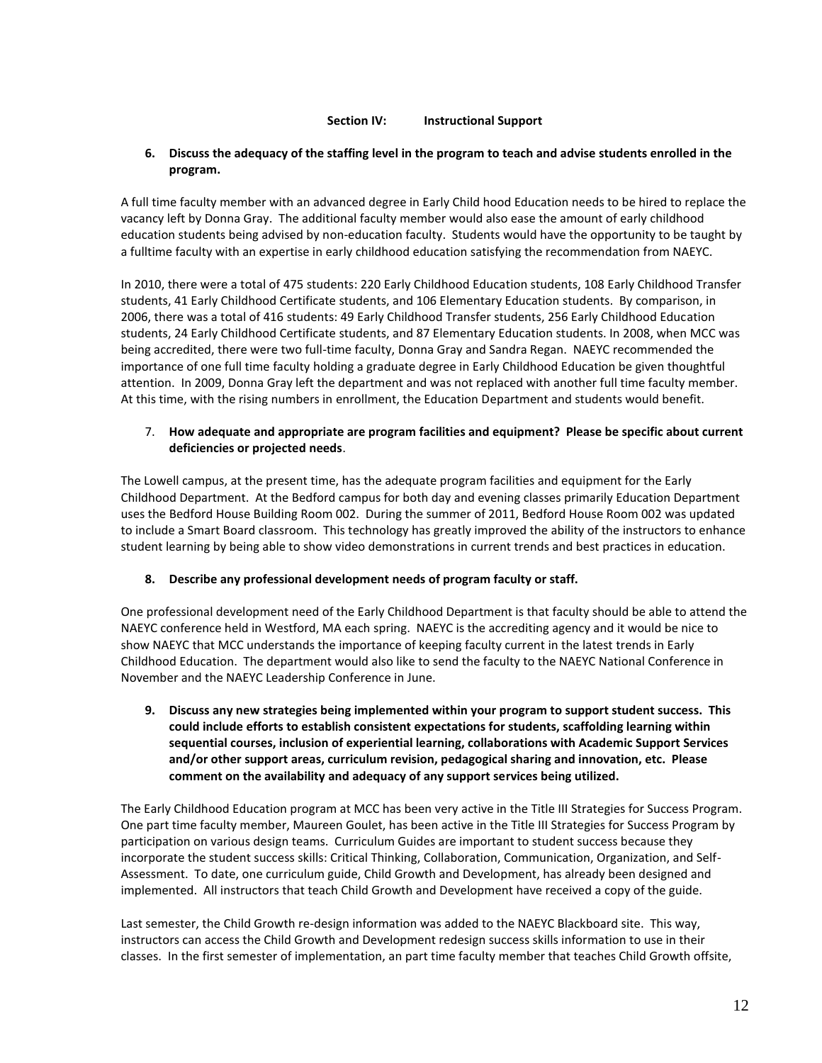**Section IV: Instructional Support**

6. **Discuss the adequacy of the staffing level in the program to teach and advise students enrolled in the program.**

A full time faculty member with an advanced degree in Early Child hood Education needs to be hired to replace the vacancy left by Donna Gray. The additional faculty member would also ease the amount of early childhood education students being advised by non-education faculty. Students would have the opportunity to be taught by a fulltime faculty with an expertise in early childhood education satisfying the recommendation from NAEYC.

In 2010, there were a total of 475 students: 220 Early Childhood Education students, 108 Early Childhood Transfer students, 41 Early Childhood Certificate students, and 106 Elementary Education students. By comparison, in 2006, there was a total of 416 students: 49 Early Childhood Transfer students, 256 Early Childhood Education students, 24 Early Childhood Certificate students, and 87 Elementary Education students. In 2008, when MCC was being accredited, there were two full-time faculty, Donna Gray and Sandra Regan. NAEYC recommended the importance of one full time faculty holding a graduate degree in Early Childhood Education be given thoughtful attention. In 2009, Donna Gray left the department and was not replaced with another full time faculty member. At this time, with the rising numbers in enrollment, the Education Department and students would benefit.

7. **How adequate and appropriate are program facilities and equipment? Please be specific about current deficiencies or projected needs**.

The Lowell campus, at the present time, has the adequate program facilities and equipment for the Early Childhood Department. At the Bedford campus for both day and evening classes primarily Education Department uses the Bedford House Building Room 002. During the summer of 2011, Bedford House Room 002 was updated to include a Smart Board classroom. This technology has greatly improved the ability of the instructors to enhance student learning by being able to show video demonstrations in current trends and best practices in education.

8. **Describe any professional development needs of program faculty or staff.**

One professional development need of the Early Childhood Department is that faculty should be able to attend the NAEYC conference held in Westford, MA each spring. NAEYC is the accrediting agency and it would be nice to show NAEYC that MCC understands the importance of keeping faculty current in the latest trends in Early Childhood Education. The department would also like to send the faculty to the NAEYC National Conference in November and the NAEYC Leadership Conference in June.

9. **Discuss any new strategies being implemented within your program to support student success. This could include efforts to establish consistent expectations for students, scaffolding learning within sequential courses, inclusion of experiential learning, collaborations with Academic Support Services and/or other support areas, curriculum revision, pedagogical sharing and innovation, etc. Please comment on the availability and adequacy of any support services being utilized.**

The Early Childhood Education program at MCC has been very active in the Title III Strategies for Success Program. One part time faculty member, Maureen Goulet, has been active in the Title III Strategies for Success Program by participation on various design teams. Curriculum Guides are important to student success because they incorporate the student success skills: Critical Thinking, Collaboration, Communication, Organization, and Self-Assessment. To date, one curriculum guide, Child Growth and Development, has already been designed and implemented. All instructors that teach Child Growth and Development have received a copy of the guide.

Last semester, the Child Growth re-design information was added to the NAEYC Blackboard site. This way, instructors can access the Child Growth and Development redesign success skills information to use in their classes. In the first semester of implementation, an part time faculty member that teaches Child Growth offsite,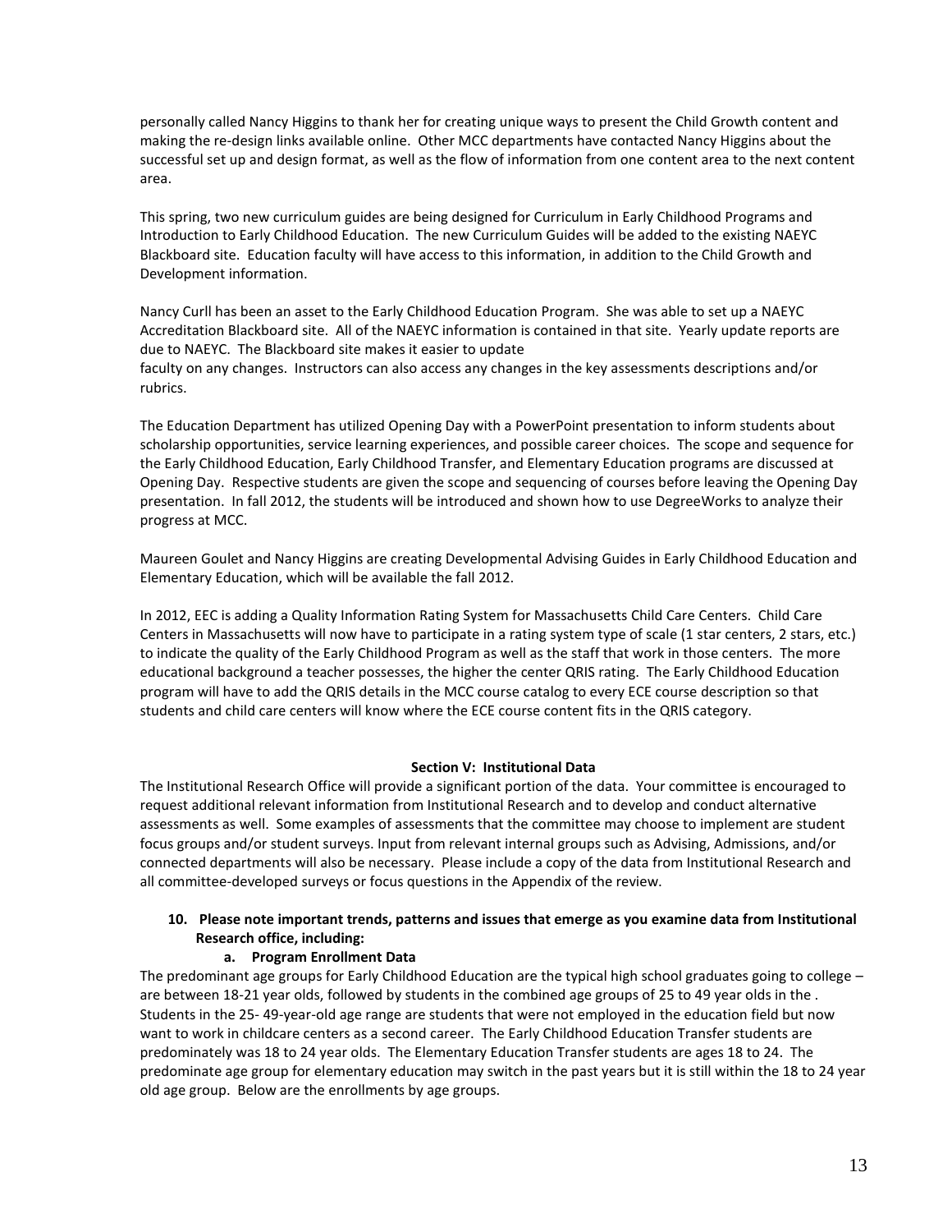personally called Nancy Higgins to thank her for creating unique ways to present the Child Growth content and making the re-design links available online. Other MCC departments have contacted Nancy Higgins about the successful set up and design format, as well as the flow of information from one content area to the next content area.

This spring, two new curriculum guides are being designed for Curriculum in Early Childhood Programs and Introduction to Early Childhood Education. The new Curriculum Guides will be added to the existing NAEYC Blackboard site. Education faculty will have access to this information, in addition to the Child Growth and Development information.

Nancy Curll has been an asset to the Early Childhood Education Program. She was able to set up a NAEYC Accreditation Blackboard site. All of the NAEYC information is contained in that site. Yearly update reports are due to NAEYC. The Blackboard site makes it easier to update faculty on any changes. Instructors can also access any changes in the key assessments descriptions and/or rubrics.

The Education Department has utilized Opening Day with a PowerPoint presentation to inform students about scholarship opportunities, service learning experiences, and possible career choices. The scope and sequence for the Early Childhood Education, Early Childhood Transfer, and Elementary Education programs are discussed at Opening Day. Respective students are given the scope and sequencing of courses before leaving the Opening Day presentation. In fall 2012, the students will be introduced and shown how to use DegreeWorks to analyze their progress at MCC.

Maureen Goulet and Nancy Higgins are creating Developmental Advising Guides in Early Childhood Education and Elementary Education, which will be available the fall 2012.

In 2012, EEC is adding a Quality Information Rating System for Massachusetts Child Care Centers. Child Care Centers in Massachusetts will now have to participate in a rating system type of scale (1 star centers, 2 stars, etc.) to indicate the quality of the Early Childhood Program as well as the staff that work in those centers. The more educational background a teacher possesses, the higher the center QRIS rating. The Early Childhood Education program will have to add the QRIS details in the MCC course catalog to every ECE course description so that students and child care centers will know where the ECE course content fits in the QRIS category.

## Section V: Institutional Data

The Institutional Research Office will provide a significant portion of the data. Your committee is encouraged to request additional relevant information from Institutional Research and to develop and conduct alternative assessments as well. Some examples of assessments that the committee may choose to implement are student focus groups and/or student surveys. Input from relevant internal groups such as Advising, Admissions, and/or connected departments will also be necessary. Please include a copy of the data from Institutional Research and all committee-developed surveys or focus questions in the Appendix of the review.

**10. Please note important trends, patterns and issues that emerge as you examine data from Institutional Research office, including:**

**a. Program Enrollment Data**

The predominant age groups for Early Childhood Education are the typical high school graduates going to college – are between 18-21 year olds, followed by students in the combined age groups of 25 to 49 year olds in the . Students in the 25- 49-year-old age range are students that were not employed in the education field but now want to work in childcare centers as a second career. The Early Childhood Education Transfer students are predominately was 18 to 24 year olds. The Elementary Education Transfer students are ages 18 to 24. The predominate age group for elementary education may switch in the past years but it is still within the 18 to 24 year old age group. Below are the enrollments by age groups.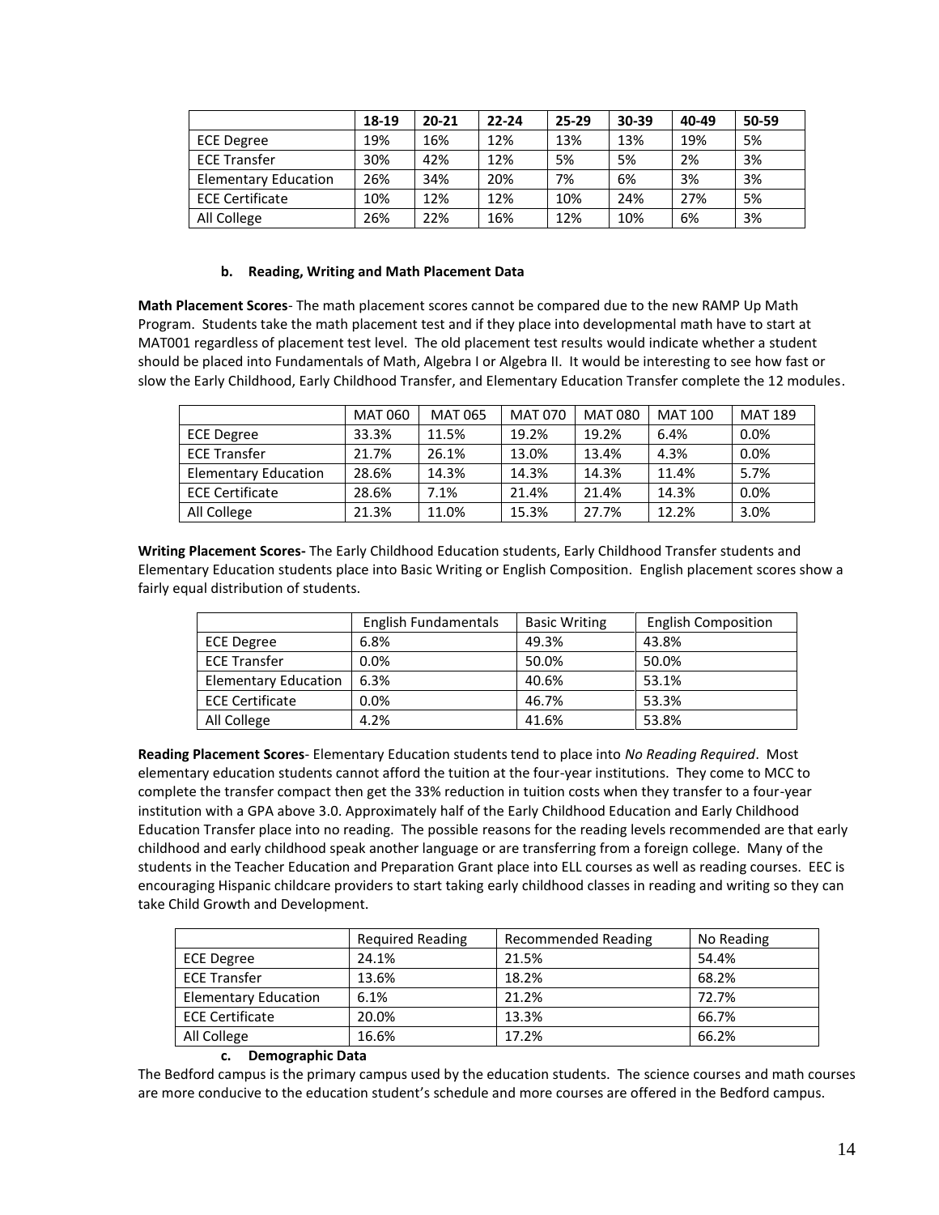|  | 18-19 | 20-21 | 22-24 | 25-29 | 30-39 | 40-49 | 50-59 |
|---|---|---|---|---|---|---|---|
| ECE Degree | 19% | 16% | 12% | 13% | 13% | 19% | 5% |
| ECE Transfer | 30% | 42% | 12% | 5% | 5% | 2% | 3% |
| Elementary Education | 26% | 34% | 20% | 7% | 6% | 3% | 3% |
| ECE Certificate | 10% | 12% | 12% | 10% | 24% | 27% | 5% |
| All College | 26% | 22% | 16% | 12% | 10% | 6% | 3% |

#### b. Reading, Writing and Math Placement Data

**Math Placement Scores**- The math placement scores cannot be compared due to the new RAMP Up Math Program. Students take the math placement test and if they place into developmental math have to start at MAT001 regardless of placement test level. The old placement test results would indicate whether a student should be placed into Fundamentals of Math, Algebra I or Algebra II. It would be interesting to see how fast or slow the Early Childhood, Early Childhood Transfer, and Elementary Education Transfer complete the 12 modules.

|  | MAT 060 | MAT 065 | MAT 070 | MAT 080 | MAT 100 | MAT 189 |
|---|---|---|---|---|---|---|
| ECE Degree | 33.3% | 11.5% | 19.2% | 19.2% | 6.4% | 0.0% |
| ECE Transfer | 21.7% | 26.1% | 13.0% | 13.4% | 4.3% | 0.0% |
| Elementary Education | 28.6% | 14.3% | 14.3% | 14.3% | 11.4% | 5.7% |
| ECE Certificate | 28.6% | 7.1% | 21.4% | 21.4% | 14.3% | 0.0% |
| All College | 21.3% | 11.0% | 15.3% | 27.7% | 12.2% | 3.0% |

**Writing Placement Scores-** The Early Childhood Education students, Early Childhood Transfer students and Elementary Education students place into Basic Writing or English Composition. English placement scores show a fairly equal distribution of students.

|  | English Fundamentals | Basic Writing | English Composition |
|---|---|---|---|
| ECE Degree | 6.8% | 49.3% | 43.8% |
| ECE Transfer | 0.0% | 50.0% | 50.0% |
| Elementary Education | 6.3% | 40.6% | 53.1% |
| ECE Certificate | 0.0% | 46.7% | 53.3% |
| All College | 4.2% | 41.6% | 53.8% |

**Reading Placement Scores**- Elementary Education students tend to place into *No Reading Required*. Most elementary education students cannot afford the tuition at the four-year institutions. They come to MCC to complete the transfer compact then get the 33% reduction in tuition costs when they transfer to a four-year institution with a GPA above 3.0. Approximately half of the Early Childhood Education and Early Childhood Education Transfer place into no reading. The possible reasons for the reading levels recommended are that early childhood and early childhood speak another language or are transferring from a foreign college. Many of the students in the Teacher Education and Preparation Grant place into ELL courses as well as reading courses. EEC is encouraging Hispanic childcare providers to start taking early childhood classes in reading and writing so they can take Child Growth and Development.

|  | Required Reading | Recommended Reading | No Reading |
|---|---|---|---|
| ECE Degree | 24.1% | 21.5% | 54.4% |
| ECE Transfer | 13.6% | 18.2% | 68.2% |
| Elementary Education | 6.1% | 21.2% | 72.7% |
| ECE Certificate | 20.0% | 13.3% | 66.7% |
| All College | 16.6% | 17.2% | 66.2% |

#### c. Demographic Data

The Bedford campus is the primary campus used by the education students. The science courses and math courses are more conducive to the education student's schedule and more courses are offered in the Bedford campus.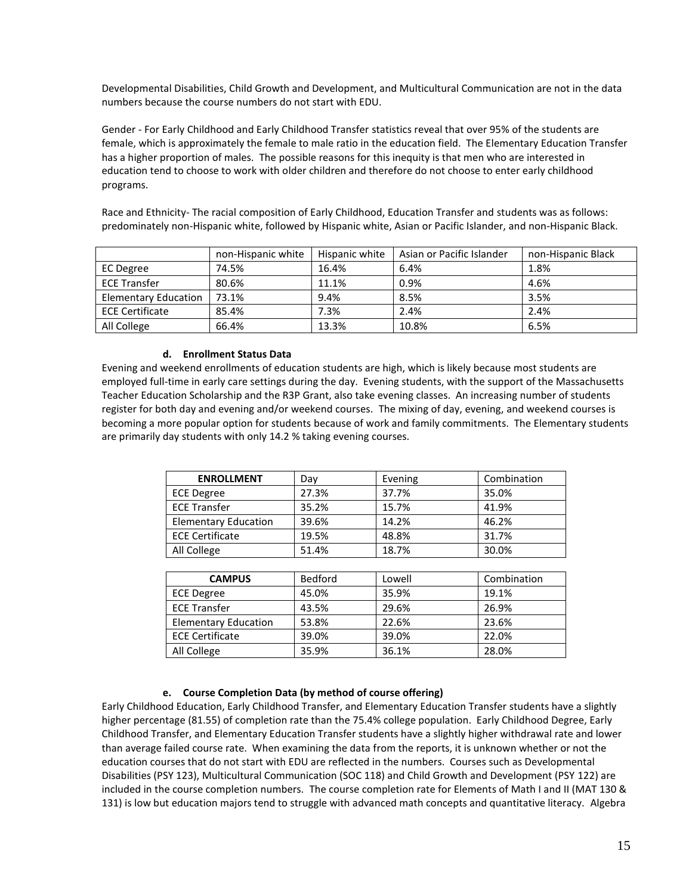Developmental Disabilities, Child Growth and Development, and Multicultural Communication are not in the data numbers because the course numbers do not start with EDU.

Gender - For Early Childhood and Early Childhood Transfer statistics reveal that over 95% of the students are female, which is approximately the female to male ratio in the education field. The Elementary Education Transfer has a higher proportion of males. The possible reasons for this inequity is that men who are interested in education tend to choose to work with older children and therefore do not choose to enter early childhood programs.

Race and Ethnicity- The racial composition of Early Childhood, Education Transfer and students was as follows: predominately non-Hispanic white, followed by Hispanic white, Asian or Pacific Islander, and non-Hispanic Black.

| | non-Hispanic white | Hispanic white | Asian or Pacific Islander | non-Hispanic Black |
|---|---|---|---|---|
| EC Degree | 74.5% | 16.4% | 6.4% | 1.8% |
| ECE Transfer | 80.6% | 11.1% | 0.9% | 4.6% |
| Elementary Education | 73.1% | 9.4% | 8.5% | 3.5% |
| ECE Certificate | 85.4% | 7.3% | 2.4% | 2.4% |
| All College | 66.4% | 13.3% | 10.8% | 6.5% |

#### d. Enrollment Status Data

Evening and weekend enrollments of education students are high, which is likely because most students are employed full-time in early care settings during the day. Evening students, with the support of the Massachusetts Teacher Education Scholarship and the R3P Grant, also take evening classes. An increasing number of students register for both day and evening and/or weekend courses. The mixing of day, evening, and weekend courses is becoming a more popular option for students because of work and family commitments. The Elementary students are primarily day students with only 14.2 % taking evening courses.

| ENROLLMENT | Day | Evening | Combination |
|---|---|---|---|
| ECE Degree | 27.3% | 37.7% | 35.0% |
| ECE Transfer | 35.2% | 15.7% | 41.9% |
| Elementary Education | 39.6% | 14.2% | 46.2% |
| ECE Certificate | 19.5% | 48.8% | 31.7% |
| All College | 51.4% | 18.7% | 30.0% |

| CAMPUS | Bedford | Lowell | Combination |
|---|---|---|---|
| ECE Degree | 45.0% | 35.9% | 19.1% |
| ECE Transfer | 43.5% | 29.6% | 26.9% |
| Elementary Education | 53.8% | 22.6% | 23.6% |
| ECE Certificate | 39.0% | 39.0% | 22.0% |
| All College | 35.9% | 36.1% | 28.0% |

#### e. Course Completion Data (by method of course offering)

Early Childhood Education, Early Childhood Transfer, and Elementary Education Transfer students have a slightly higher percentage (81.55) of completion rate than the 75.4% college population. Early Childhood Degree, Early Childhood Transfer, and Elementary Education Transfer students have a slightly higher withdrawal rate and lower than average failed course rate. When examining the data from the reports, it is unknown whether or not the education courses that do not start with EDU are reflected in the numbers. Courses such as Developmental Disabilities (PSY 123), Multicultural Communication (SOC 118) and Child Growth and Development (PSY 122) are included in the course completion numbers. The course completion rate for Elements of Math I and II (MAT 130 & 131) is low but education majors tend to struggle with advanced math concepts and quantitative literacy. Algebra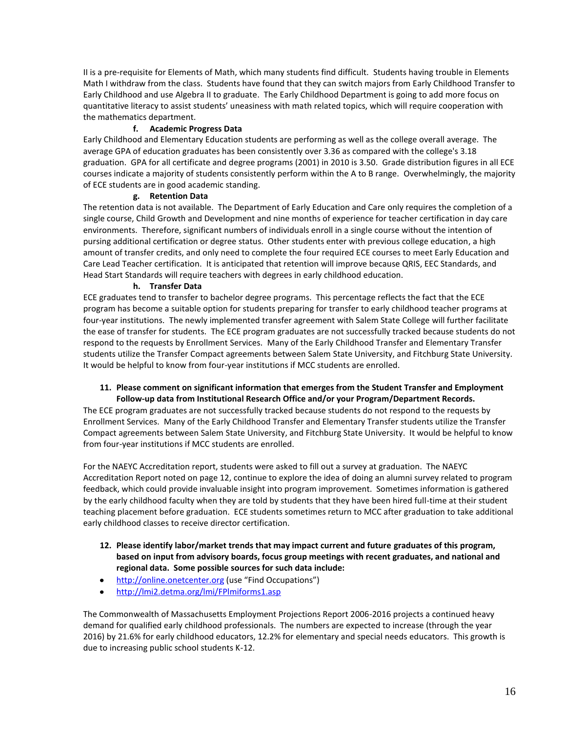II is a pre-requisite for Elements of Math, which many students find difficult. Students having trouble in Elements Math I withdraw from the class. Students have found that they can switch majors from Early Childhood Transfer to Early Childhood and use Algebra II to graduate. The Early Childhood Department is going to add more focus on quantitative literacy to assist students' uneasiness with math related topics, which will require cooperation with the mathematics department.

**f. Academic Progress Data**

Early Childhood and Elementary Education students are performing as well as the college overall average. The average GPA of education graduates has been consistently over 3.36 as compared with the college's 3.18 graduation. GPA for all certificate and degree programs (2001) in 2010 is 3.50. Grade distribution figures in all ECE courses indicate a majority of students consistently perform within the A to B range. Overwhelmingly, the majority of ECE students are in good academic standing.

**g. Retention Data**

The retention data is not available. The Department of Early Education and Care only requires the completion of a single course, Child Growth and Development and nine months of experience for teacher certification in day care environments. Therefore, significant numbers of individuals enroll in a single course without the intention of pursing additional certification or degree status. Other students enter with previous college education, a high amount of transfer credits, and only need to complete the four required ECE courses to meet Early Education and Care Lead Teacher certification. It is anticipated that retention will improve because QRIS, EEC Standards, and Head Start Standards will require teachers with degrees in early childhood education.

**h. Transfer Data**

ECE graduates tend to transfer to bachelor degree programs. This percentage reflects the fact that the ECE program has become a suitable option for students preparing for transfer to early childhood teacher programs at four-year institutions. The newly implemented transfer agreement with Salem State College will further facilitate the ease of transfer for students. The ECE program graduates are not successfully tracked because students do not respond to the requests by Enrollment Services. Many of the Early Childhood Transfer and Elementary Transfer students utilize the Transfer Compact agreements between Salem State University, and Fitchburg State University. It would be helpful to know from four-year institutions if MCC students are enrolled.

**11. Please comment on significant information that emerges from the Student Transfer and Employment Follow-up data from Institutional Research Office and/or your Program/Department Records.**

The ECE program graduates are not successfully tracked because students do not respond to the requests by Enrollment Services. Many of the Early Childhood Transfer and Elementary Transfer students utilize the Transfer Compact agreements between Salem State University, and Fitchburg State University. It would be helpful to know from four-year institutions if MCC students are enrolled.

For the NAEYC Accreditation report, students were asked to fill out a survey at graduation. The NAEYC Accreditation Report noted on page 12, continue to explore the idea of doing an alumni survey related to program feedback, which could provide invaluable insight into program improvement. Sometimes information is gathered by the early childhood faculty when they are told by students that they have been hired full-time at their student teaching placement before graduation. ECE students sometimes return to MCC after graduation to take additional early childhood classes to receive director certification.

**12. Please identify labor/market trends that may impact current and future graduates of this program, based on input from advisory boards, focus group meetings with recent graduates, and national and regional data. Some possible sources for such data include:**

- http://online.onetcenter.org (use "Find Occupations")
- http://lmi2.detma.org/lmi/FPlmiforms1.asp

The Commonwealth of Massachusetts Employment Projections Report 2006-2016 projects a continued heavy demand for qualified early childhood professionals. The numbers are expected to increase (through the year 2016) by 21.6% for early childhood educators, 12.2% for elementary and special needs educators. This growth is due to increasing public school students K-12.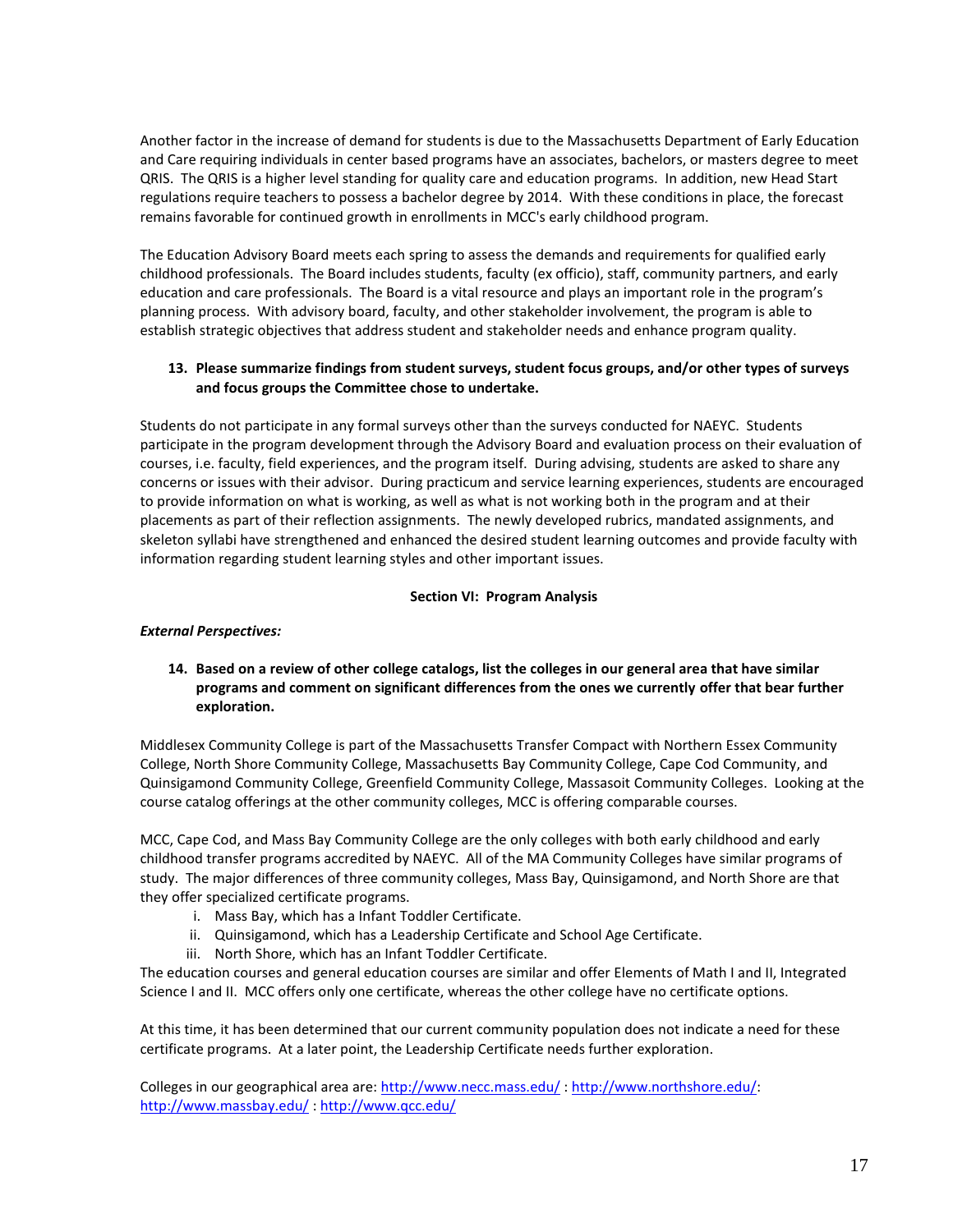Another factor in the increase of demand for students is due to the Massachusetts Department of Early Education and Care requiring individuals in center based programs have an associates, bachelors, or masters degree to meet QRIS. The QRIS is a higher level standing for quality care and education programs. In addition, new Head Start regulations require teachers to possess a bachelor degree by 2014. With these conditions in place, the forecast remains favorable for continued growth in enrollments in MCC's early childhood program.

The Education Advisory Board meets each spring to assess the demands and requirements for qualified early childhood professionals. The Board includes students, faculty (ex officio), staff, community partners, and early education and care professionals. The Board is a vital resource and plays an important role in the program's planning process. With advisory board, faculty, and other stakeholder involvement, the program is able to establish strategic objectives that address student and stakeholder needs and enhance program quality.

**13. Please summarize findings from student surveys, student focus groups, and/or other types of surveys and focus groups the Committee chose to undertake.**

Students do not participate in any formal surveys other than the surveys conducted for NAEYC. Students participate in the program development through the Advisory Board and evaluation process on their evaluation of courses, i.e. faculty, field experiences, and the program itself. During advising, students are asked to share any concerns or issues with their advisor. During practicum and service learning experiences, students are encouraged to provide information on what is working, as well as what is not working both in the program and at their placements as part of their reflection assignments. The newly developed rubrics, mandated assignments, and skeleton syllabi have strengthened and enhanced the desired student learning outcomes and provide faculty with information regarding student learning styles and other important issues.

## Section VI: Program Analysis

***External Perspectives:***

**14. Based on a review of other college catalogs, list the colleges in our general area that have similar programs and comment on significant differences from the ones we currently offer that bear further exploration.**

Middlesex Community College is part of the Massachusetts Transfer Compact with Northern Essex Community College, North Shore Community College, Massachusetts Bay Community College, Cape Cod Community, and Quinsigamond Community College, Greenfield Community College, Massasoit Community Colleges. Looking at the course catalog offerings at the other community colleges, MCC is offering comparable courses.

MCC, Cape Cod, and Mass Bay Community College are the only colleges with both early childhood and early childhood transfer programs accredited by NAEYC. All of the MA Community Colleges have similar programs of study. The major differences of three community colleges, Mass Bay, Quinsigamond, and North Shore are that they offer specialized certificate programs.

i. Mass Bay, which has a Infant Toddler Certificate.
ii. Quinsigamond, which has a Leadership Certificate and School Age Certificate.
iii. North Shore, which has an Infant Toddler Certificate.

The education courses and general education courses are similar and offer Elements of Math I and II, Integrated Science I and II. MCC offers only one certificate, whereas the other college have no certificate options.

At this time, it has been determined that our current community population does not indicate a need for these certificate programs. At a later point, the Leadership Certificate needs further exploration.

Colleges in our geographical area are: http://www.necc.mass.edu/ : http://www.northshore.edu/: http://www.massbay.edu/ : http://www.qcc.edu/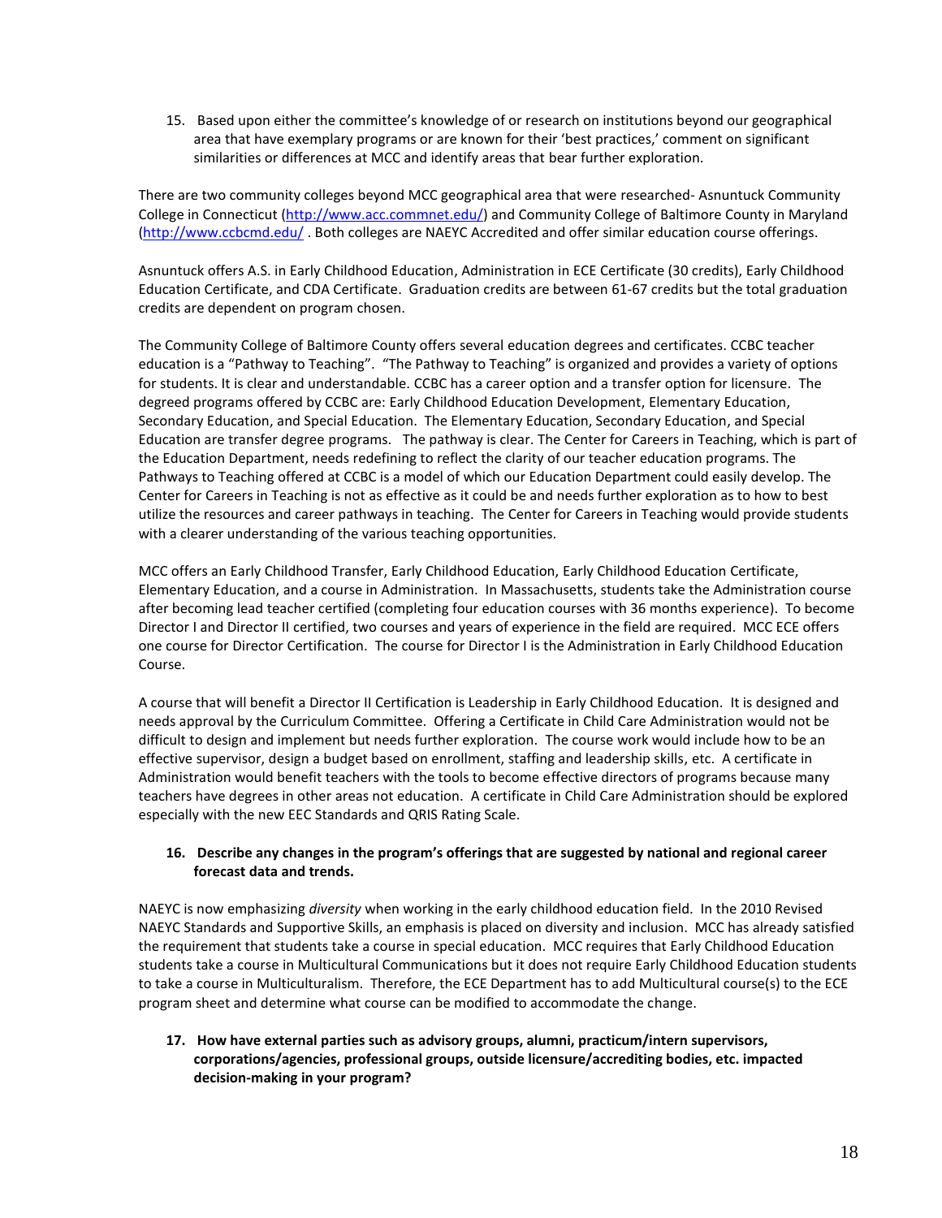15. Based upon either the committee's knowledge of or research on institutions beyond our geographical area that have exemplary programs or are known for their 'best practices,' comment on significant similarities or differences at MCC and identify areas that bear further exploration.

There are two community colleges beyond MCC geographical area that were researched- Asnuntuck Community College in Connecticut (http://www.acc.commnet.edu/) and Community College of Baltimore County in Maryland (http://www.ccbcmd.edu/ . Both colleges are NAEYC Accredited and offer similar education course offerings.

Asnuntuck offers A.S. in Early Childhood Education, Administration in ECE Certificate (30 credits), Early Childhood Education Certificate, and CDA Certificate. Graduation credits are between 61-67 credits but the total graduation credits are dependent on program chosen.

The Community College of Baltimore County offers several education degrees and certificates. CCBC teacher education is a "Pathway to Teaching". "The Pathway to Teaching" is organized and provides a variety of options for students. It is clear and understandable. CCBC has a career option and a transfer option for licensure. The degreed programs offered by CCBC are: Early Childhood Education Development, Elementary Education, Secondary Education, and Special Education. The Elementary Education, Secondary Education, and Special Education are transfer degree programs. The pathway is clear. The Center for Careers in Teaching, which is part of the Education Department, needs redefining to reflect the clarity of our teacher education programs. The Pathways to Teaching offered at CCBC is a model of which our Education Department could easily develop. The Center for Careers in Teaching is not as effective as it could be and needs further exploration as to how to best utilize the resources and career pathways in teaching. The Center for Careers in Teaching would provide students with a clearer understanding of the various teaching opportunities.

MCC offers an Early Childhood Transfer, Early Childhood Education, Early Childhood Education Certificate, Elementary Education, and a course in Administration. In Massachusetts, students take the Administration course after becoming lead teacher certified (completing four education courses with 36 months experience). To become Director I and Director II certified, two courses and years of experience in the field are required. MCC ECE offers one course for Director Certification. The course for Director I is the Administration in Early Childhood Education Course.

A course that will benefit a Director II Certification is Leadership in Early Childhood Education. It is designed and needs approval by the Curriculum Committee. Offering a Certificate in Child Care Administration would not be difficult to design and implement but needs further exploration. The course work would include how to be an effective supervisor, design a budget based on enrollment, staffing and leadership skills, etc. A certificate in Administration would benefit teachers with the tools to become effective directors of programs because many teachers have degrees in other areas not education. A certificate in Child Care Administration should be explored especially with the new EEC Standards and QRIS Rating Scale.

**16. Describe any changes in the program's offerings that are suggested by national and regional career forecast data and trends.**

NAEYC is now emphasizing *diversity* when working in the early childhood education field. In the 2010 Revised NAEYC Standards and Supportive Skills, an emphasis is placed on diversity and inclusion. MCC has already satisfied the requirement that students take a course in special education. MCC requires that Early Childhood Education students take a course in Multicultural Communications but it does not require Early Childhood Education students to take a course in Multiculturalism. Therefore, the ECE Department has to add Multicultural course(s) to the ECE program sheet and determine what course can be modified to accommodate the change.

**17. How have external parties such as advisory groups, alumni, practicum/intern supervisors, corporations/agencies, professional groups, outside licensure/accrediting bodies, etc. impacted decision-making in your program?**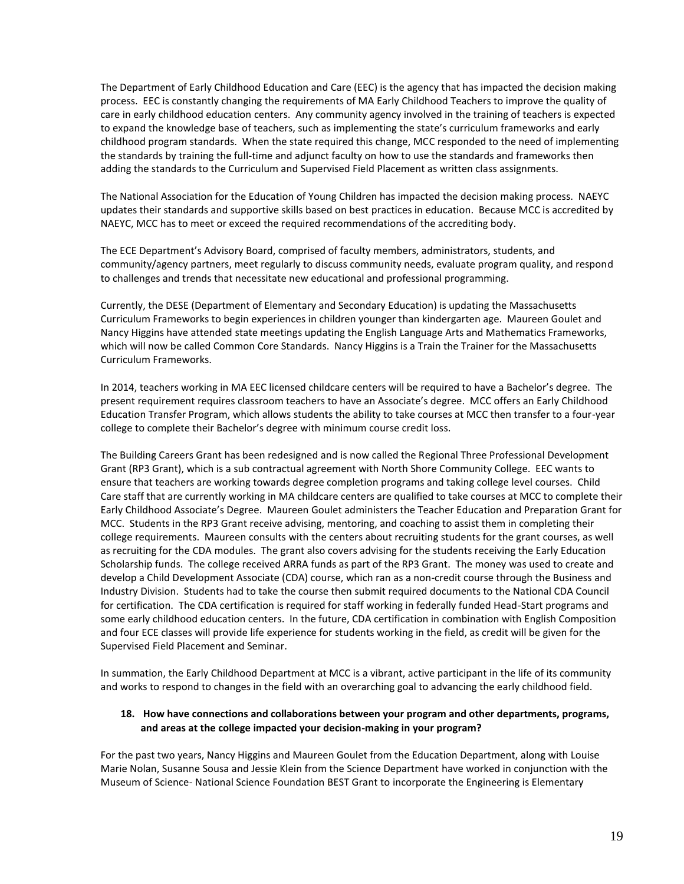The Department of Early Childhood Education and Care (EEC) is the agency that has impacted the decision making process. EEC is constantly changing the requirements of MA Early Childhood Teachers to improve the quality of care in early childhood education centers. Any community agency involved in the training of teachers is expected to expand the knowledge base of teachers, such as implementing the state's curriculum frameworks and early childhood program standards. When the state required this change, MCC responded to the need of implementing the standards by training the full-time and adjunct faculty on how to use the standards and frameworks then adding the standards to the Curriculum and Supervised Field Placement as written class assignments.

The National Association for the Education of Young Children has impacted the decision making process. NAEYC updates their standards and supportive skills based on best practices in education. Because MCC is accredited by NAEYC, MCC has to meet or exceed the required recommendations of the accrediting body.

The ECE Department's Advisory Board, comprised of faculty members, administrators, students, and community/agency partners, meet regularly to discuss community needs, evaluate program quality, and respond to challenges and trends that necessitate new educational and professional programming.

Currently, the DESE (Department of Elementary and Secondary Education) is updating the Massachusetts Curriculum Frameworks to begin experiences in children younger than kindergarten age. Maureen Goulet and Nancy Higgins have attended state meetings updating the English Language Arts and Mathematics Frameworks, which will now be called Common Core Standards. Nancy Higgins is a Train the Trainer for the Massachusetts Curriculum Frameworks.

In 2014, teachers working in MA EEC licensed childcare centers will be required to have a Bachelor's degree. The present requirement requires classroom teachers to have an Associate's degree. MCC offers an Early Childhood Education Transfer Program, which allows students the ability to take courses at MCC then transfer to a four-year college to complete their Bachelor's degree with minimum course credit loss.

The Building Careers Grant has been redesigned and is now called the Regional Three Professional Development Grant (RP3 Grant), which is a sub contractual agreement with North Shore Community College. EEC wants to ensure that teachers are working towards degree completion programs and taking college level courses. Child Care staff that are currently working in MA childcare centers are qualified to take courses at MCC to complete their Early Childhood Associate's Degree. Maureen Goulet administers the Teacher Education and Preparation Grant for MCC. Students in the RP3 Grant receive advising, mentoring, and coaching to assist them in completing their college requirements. Maureen consults with the centers about recruiting students for the grant courses, as well as recruiting for the CDA modules. The grant also covers advising for the students receiving the Early Education Scholarship funds. The college received ARRA funds as part of the RP3 Grant. The money was used to create and develop a Child Development Associate (CDA) course, which ran as a non-credit course through the Business and Industry Division. Students had to take the course then submit required documents to the National CDA Council for certification. The CDA certification is required for staff working in federally funded Head-Start programs and some early childhood education centers. In the future, CDA certification in combination with English Composition and four ECE classes will provide life experience for students working in the field, as credit will be given for the Supervised Field Placement and Seminar.

In summation, the Early Childhood Department at MCC is a vibrant, active participant in the life of its community and works to respond to changes in the field with an overarching goal to advancing the early childhood field.

**18. How have connections and collaborations between your program and other departments, programs, and areas at the college impacted your decision-making in your program?**

For the past two years, Nancy Higgins and Maureen Goulet from the Education Department, along with Louise Marie Nolan, Susanne Sousa and Jessie Klein from the Science Department have worked in conjunction with the Museum of Science- National Science Foundation BEST Grant to incorporate the Engineering is Elementary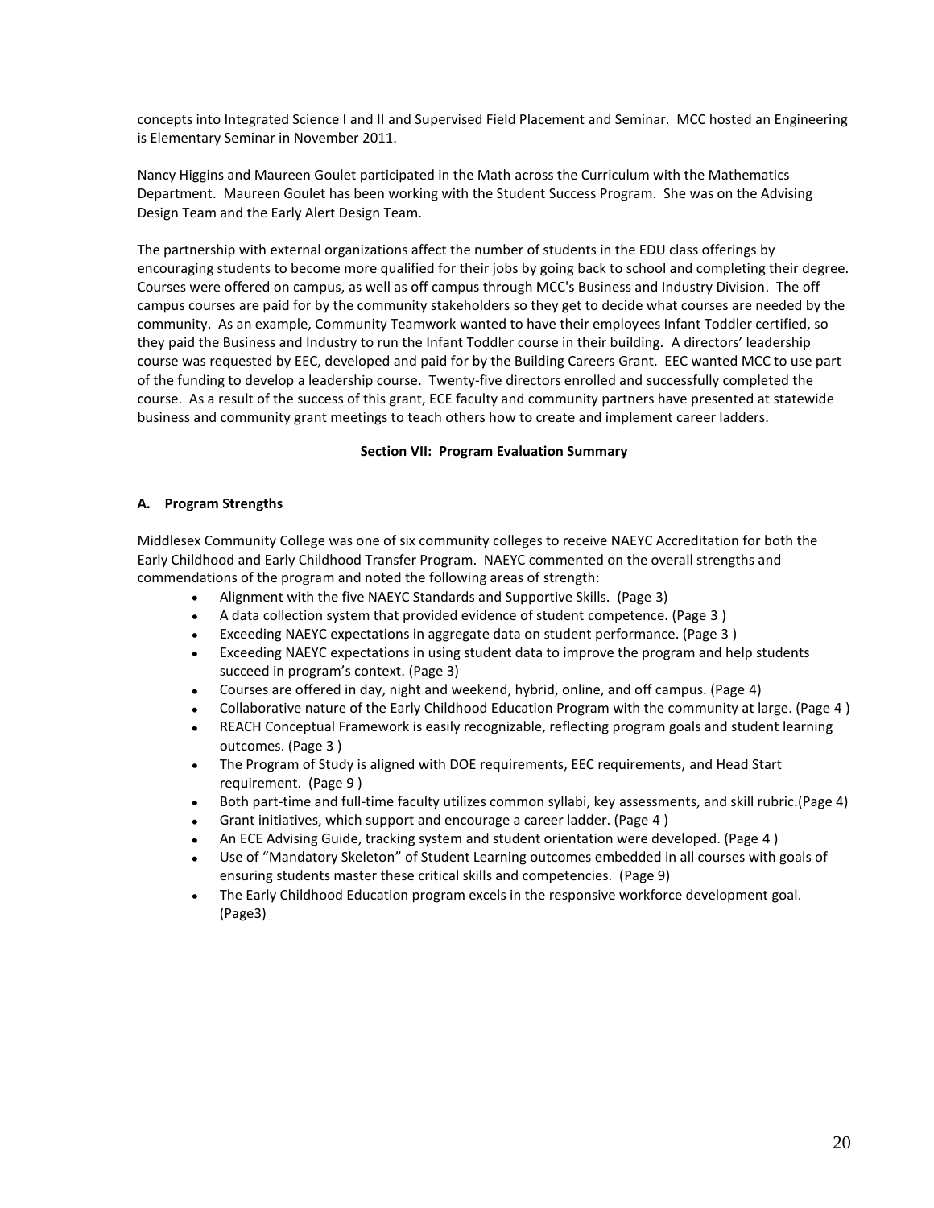concepts into Integrated Science I and II and Supervised Field Placement and Seminar. MCC hosted an Engineering is Elementary Seminar in November 2011.

Nancy Higgins and Maureen Goulet participated in the Math across the Curriculum with the Mathematics Department. Maureen Goulet has been working with the Student Success Program. She was on the Advising Design Team and the Early Alert Design Team.

The partnership with external organizations affect the number of students in the EDU class offerings by encouraging students to become more qualified for their jobs by going back to school and completing their degree. Courses were offered on campus, as well as off campus through MCC's Business and Industry Division. The off campus courses are paid for by the community stakeholders so they get to decide what courses are needed by the community. As an example, Community Teamwork wanted to have their employees Infant Toddler certified, so they paid the Business and Industry to run the Infant Toddler course in their building. A directors' leadership course was requested by EEC, developed and paid for by the Building Careers Grant. EEC wanted MCC to use part of the funding to develop a leadership course. Twenty-five directors enrolled and successfully completed the course. As a result of the success of this grant, ECE faculty and community partners have presented at statewide business and community grant meetings to teach others how to create and implement career ladders.

## Section VII: Program Evaluation Summary

### A. Program Strengths

Middlesex Community College was one of six community colleges to receive NAEYC Accreditation for both the Early Childhood and Early Childhood Transfer Program. NAEYC commented on the overall strengths and commendations of the program and noted the following areas of strength:

- Alignment with the five NAEYC Standards and Supportive Skills. (Page 3)
- A data collection system that provided evidence of student competence. (Page 3 )
- Exceeding NAEYC expectations in aggregate data on student performance. (Page 3 )
- Exceeding NAEYC expectations in using student data to improve the program and help students succeed in program's context. (Page 3)
- Courses are offered in day, night and weekend, hybrid, online, and off campus. (Page 4)
- Collaborative nature of the Early Childhood Education Program with the community at large. (Page 4 )
- REACH Conceptual Framework is easily recognizable, reflecting program goals and student learning outcomes. (Page 3 )
- The Program of Study is aligned with DOE requirements, EEC requirements, and Head Start requirement. (Page 9 )
- Both part-time and full-time faculty utilizes common syllabi, key assessments, and skill rubric.(Page 4)
- Grant initiatives, which support and encourage a career ladder. (Page 4 )
- An ECE Advising Guide, tracking system and student orientation were developed. (Page 4 )
- Use of "Mandatory Skeleton" of Student Learning outcomes embedded in all courses with goals of ensuring students master these critical skills and competencies. (Page 9)
- The Early Childhood Education program excels in the responsive workforce development goal. (Page3)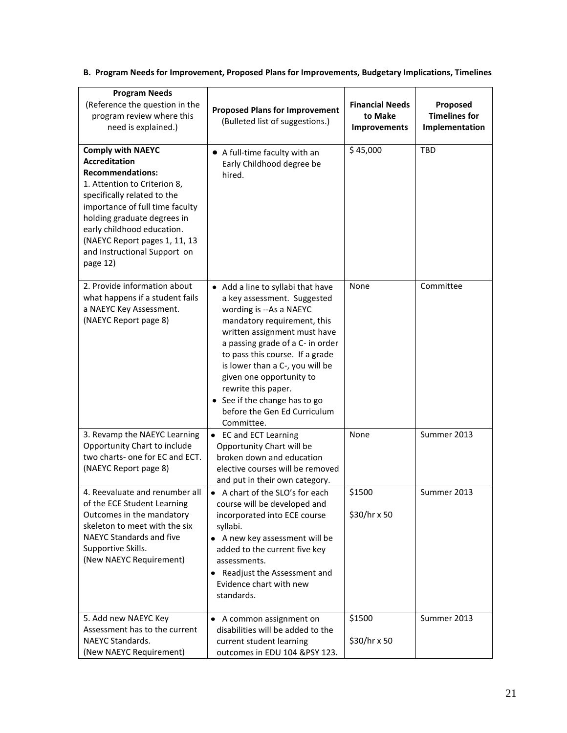**B. Program Needs for Improvement, Proposed Plans for Improvements, Budgetary Implications, Timelines**

| **Program Needs** (Reference the question in the program review where this need is explained.) | **Proposed Plans for Improvement** (Bulleted list of suggestions.) | **Financial Needs to Make Improvements** | **Proposed Timelines for Implementation** |
|---|---|---|---|
| **Comply with NAEYC Accreditation Recommendations:** 1. Attention to Criterion 8, specifically related to the importance of full time faculty holding graduate degrees in early childhood education. (NAEYC Report pages 1, 11, 13 and Instructional Support on page 12) | • A full-time faculty with an Early Childhood degree be hired. | $ 45,000 | TBD |
| 2. Provide information about what happens if a student fails a NAEYC Key Assessment. (NAEYC Report page 8) | • Add a line to syllabi that have a key assessment. Suggested wording is --As a NAEYC mandatory requirement, this written assignment must have a passing grade of a C- in order to pass this course. If a grade is lower than a C-, you will be given one opportunity to rewrite this paper.<br>• See if the change has to go before the Gen Ed Curriculum Committee. | None | Committee |
| 3. Revamp the NAEYC Learning Opportunity Chart to include two charts- one for EC and ECT. (NAEYC Report page 8) | • EC and ECT Learning Opportunity Chart will be broken down and education elective courses will be removed and put in their own category. | None | Summer 2013 |
| 4. Reevaluate and renumber all of the ECE Student Learning Outcomes in the mandatory skeleton to meet with the six NAEYC Standards and five Supportive Skills. (New NAEYC Requirement) | • A chart of the SLO's for each course will be developed and incorporated into ECE course syllabi.<br>• A new key assessment will be added to the current five key assessments.<br>• Readjust the Assessment and Evidence chart with new standards. | $1500<br><br>$30/hr x 50 | Summer 2013 |
| 5. Add new NAEYC Key Assessment has to the current NAEYC Standards. (New NAEYC Requirement) | • A common assignment on disabilities will be added to the current student learning outcomes in EDU 104 &PSY 123. | $1500<br><br>$30/hr x 50 | Summer 2013 |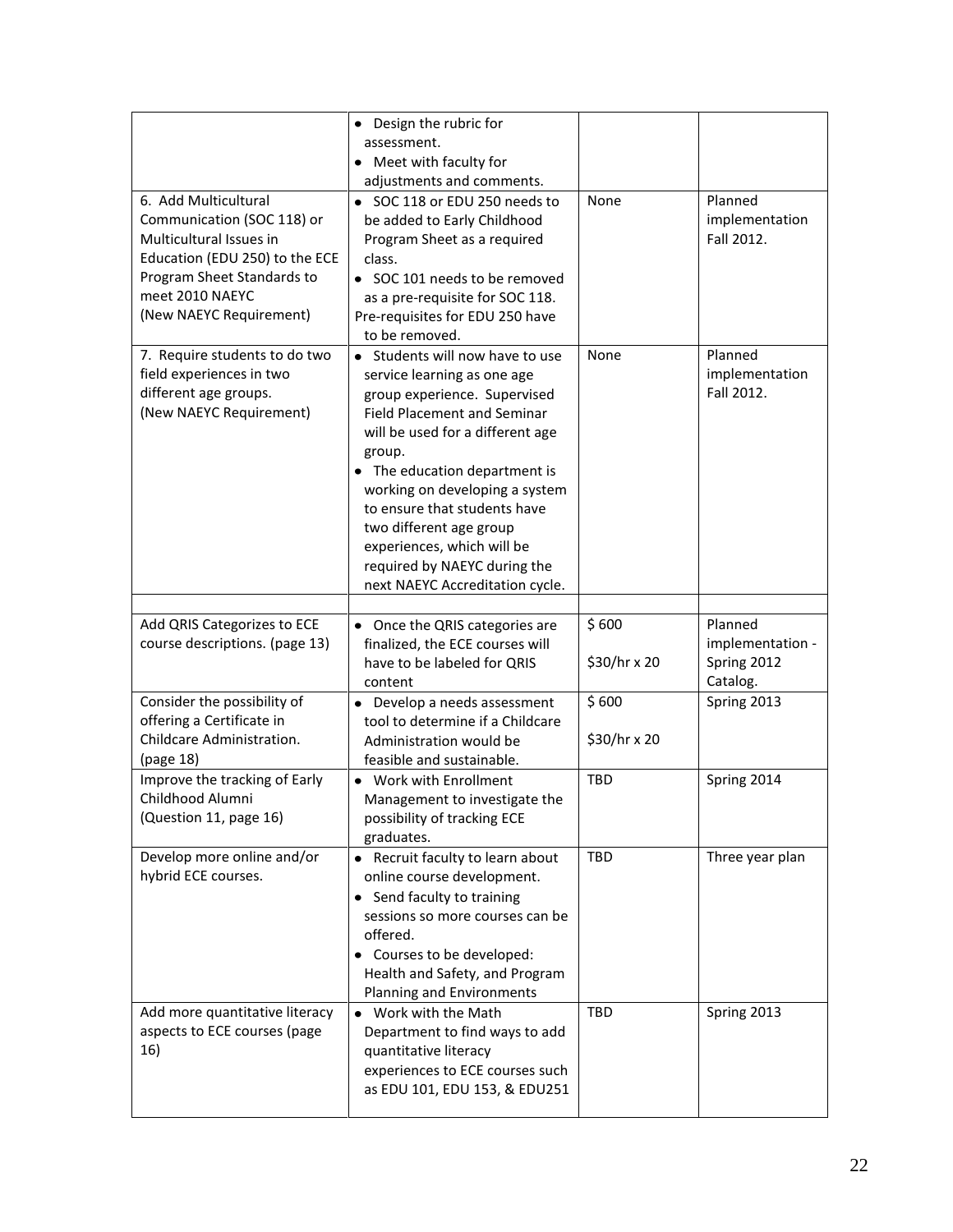| | | | |
|---|---|---|---|
| | • Design the rubric for assessment.<br>• Meet with faculty for adjustments and comments. | | |
| 6. Add Multicultural Communication (SOC 118) or Multicultural Issues in Education (EDU 250) to the ECE Program Sheet Standards to meet 2010 NAEYC (New NAEYC Requirement) | • SOC 118 or EDU 250 needs to be added to Early Childhood Program Sheet as a required class.<br>• SOC 101 needs to be removed as a pre-requisite for SOC 118. Pre-requisites for EDU 250 have to be removed. | None | Planned implementation Fall 2012. |
| 7. Require students to do two field experiences in two different age groups. (New NAEYC Requirement) | • Students will now have to use service learning as one age group experience. Supervised Field Placement and Seminar will be used for a different age group.<br>• The education department is working on developing a system to ensure that students have two different age group experiences, which will be required by NAEYC during the next NAEYC Accreditation cycle. | None | Planned implementation Fall 2012. |
| | | | |
| Add QRIS Categorizes to ECE course descriptions. (page 13) | • Once the QRIS categories are finalized, the ECE courses will have to be labeled for QRIS content | $ 600<br><br>$30/hr x 20 | Planned implementation - Spring 2012 Catalog. |
| Consider the possibility of offering a Certificate in Childcare Administration. (page 18) | • Develop a needs assessment tool to determine if a Childcare Administration would be feasible and sustainable. | $ 600<br><br>$30/hr x 20 | Spring 2013 |
| Improve the tracking of Early Childhood Alumni (Question 11, page 16) | • Work with Enrollment Management to investigate the possibility of tracking ECE graduates. | TBD | Spring 2014 |
| Develop more online and/or hybrid ECE courses. | • Recruit faculty to learn about online course development.<br>• Send faculty to training sessions so more courses can be offered.<br>• Courses to be developed: Health and Safety, and Program Planning and Environments | TBD | Three year plan |
| Add more quantitative literacy aspects to ECE courses (page 16) | • Work with the Math Department to find ways to add quantitative literacy experiences to ECE courses such as EDU 101, EDU 153, & EDU251 | TBD | Spring 2013 |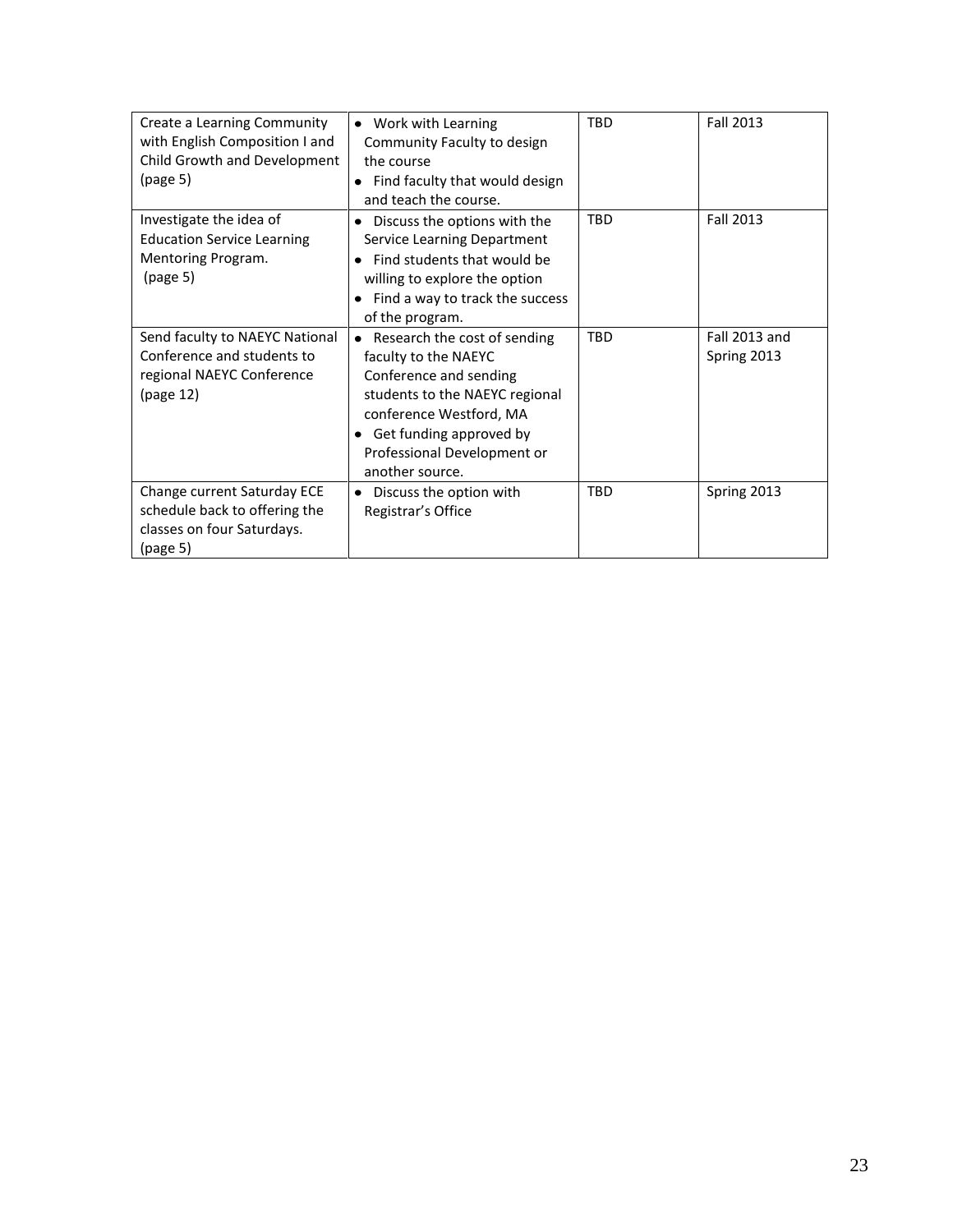| | | | |
|---|---|---|---|
| Create a Learning Community with English Composition I and Child Growth and Development (page 5) | • Work with Learning Community Faculty to design the course<br>• Find faculty that would design and teach the course. | TBD | Fall 2013 |
| Investigate the idea of Education Service Learning Mentoring Program. (page 5) | • Discuss the options with the Service Learning Department<br>• Find students that would be willing to explore the option<br>• Find a way to track the success of the program. | TBD | Fall 2013 |
| Send faculty to NAEYC National Conference and students to regional NAEYC Conference (page 12) | • Research the cost of sending faculty to the NAEYC Conference and sending students to the NAEYC regional conference Westford, MA<br>• Get funding approved by Professional Development or another source. | TBD | Fall 2013 and Spring 2013 |
| Change current Saturday ECE schedule back to offering the classes on four Saturdays. (page 5) | • Discuss the option with Registrar's Office | TBD | Spring 2013 |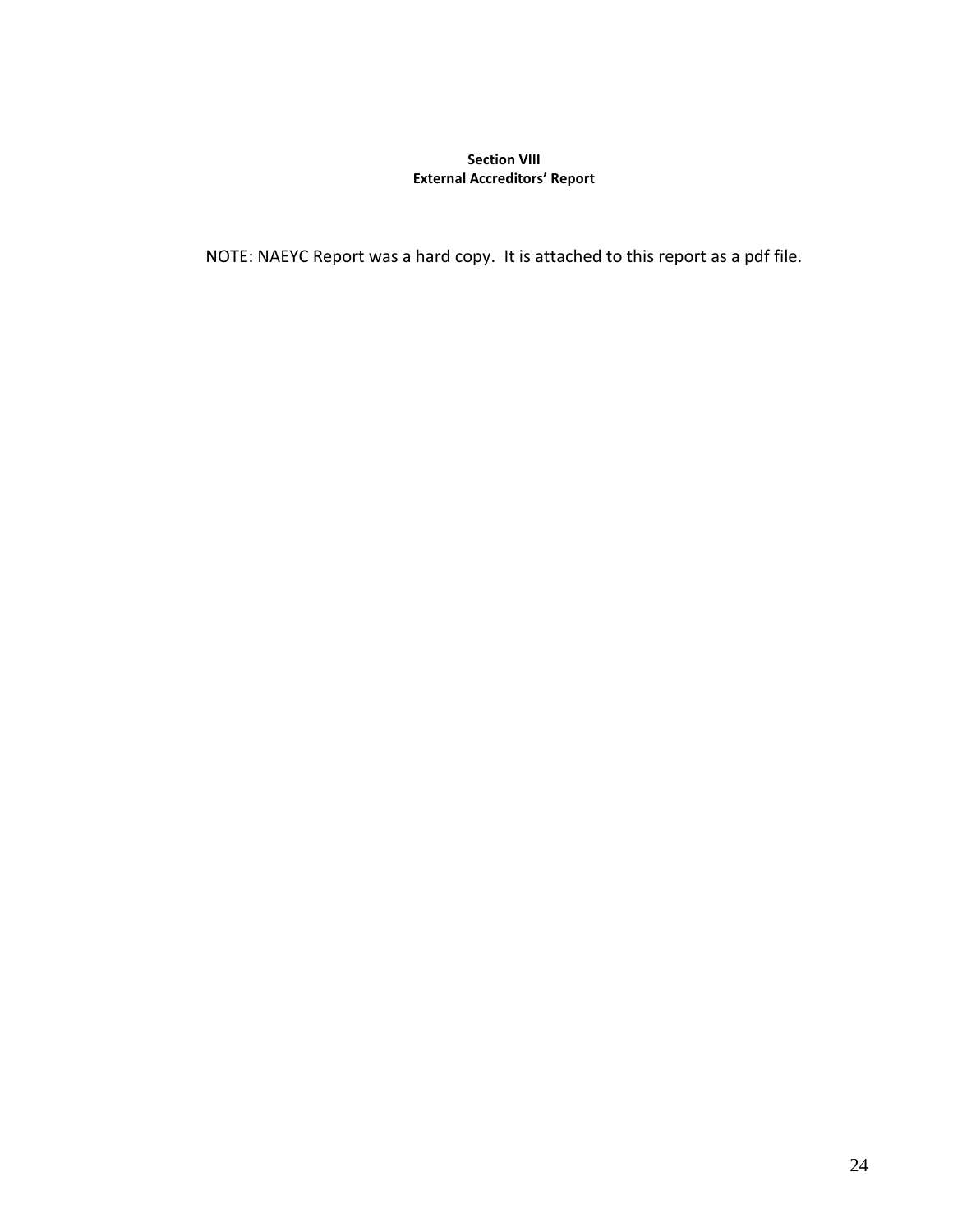## Section VIII
## External Accreditors' Report

NOTE: NAEYC Report was a hard copy. It is attached to this report as a pdf file.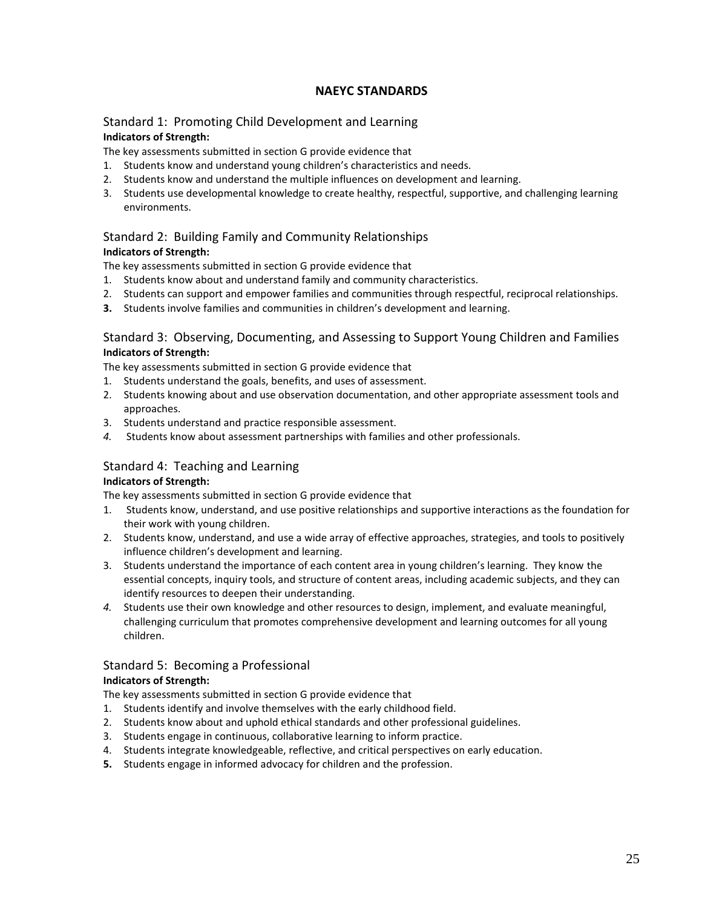# NAEYC STANDARDS

## Standard 1: Promoting Child Development and Learning

**Indicators of Strength:**

The key assessments submitted in section G provide evidence that

1. Students know and understand young children's characteristics and needs.
2. Students know and understand the multiple influences on development and learning.
3. Students use developmental knowledge to create healthy, respectful, supportive, and challenging learning environments.

## Standard 2: Building Family and Community Relationships

**Indicators of Strength:**

The key assessments submitted in section G provide evidence that

1. Students know about and understand family and community characteristics.
2. Students can support and empower families and communities through respectful, reciprocal relationships.
3. Students involve families and communities in children's development and learning.

## Standard 3: Observing, Documenting, and Assessing to Support Young Children and Families

**Indicators of Strength:**

The key assessments submitted in section G provide evidence that

1. Students understand the goals, benefits, and uses of assessment.
2. Students knowing about and use observation documentation, and other appropriate assessment tools and approaches.
3. Students understand and practice responsible assessment.
4. Students know about assessment partnerships with families and other professionals.

## Standard 4: Teaching and Learning

**Indicators of Strength:**

The key assessments submitted in section G provide evidence that

1. Students know, understand, and use positive relationships and supportive interactions as the foundation for their work with young children.
2. Students know, understand, and use a wide array of effective approaches, strategies, and tools to positively influence children's development and learning.
3. Students understand the importance of each content area in young children's learning. They know the essential concepts, inquiry tools, and structure of content areas, including academic subjects, and they can identify resources to deepen their understanding.
4. Students use their own knowledge and other resources to design, implement, and evaluate meaningful, challenging curriculum that promotes comprehensive development and learning outcomes for all young children.

## Standard 5: Becoming a Professional

**Indicators of Strength:**

The key assessments submitted in section G provide evidence that

1. Students identify and involve themselves with the early childhood field.
2. Students know about and uphold ethical standards and other professional guidelines.
3. Students engage in continuous, collaborative learning to inform practice.
4. Students integrate knowledgeable, reflective, and critical perspectives on early education.
5. Students engage in informed advocacy for children and the profession.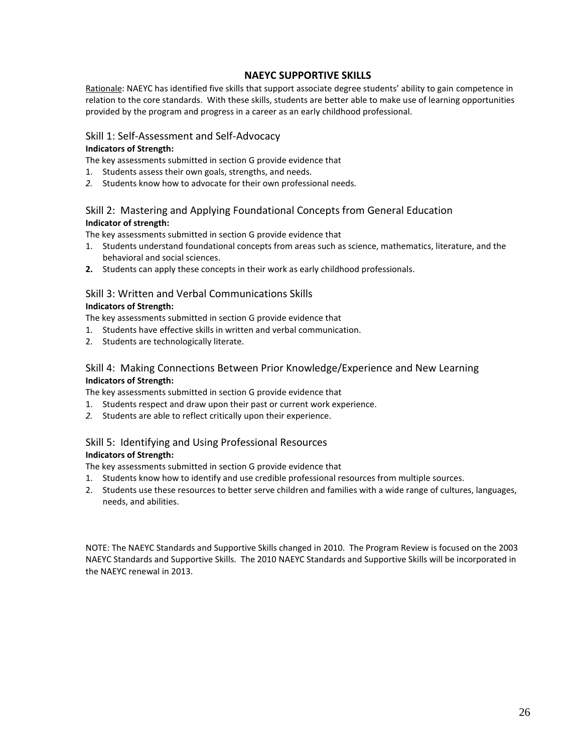## NAEYC SUPPORTIVE SKILLS

Rationale: NAEYC has identified five skills that support associate degree students' ability to gain competence in relation to the core standards. With these skills, students are better able to make use of learning opportunities provided by the program and progress in a career as an early childhood professional.

### Skill 1: Self-Assessment and Self-Advocacy

**Indicators of Strength:**

The key assessments submitted in section G provide evidence that

1. Students assess their own goals, strengths, and needs.
2. Students know how to advocate for their own professional needs.

### Skill 2: Mastering and Applying Foundational Concepts from General Education

**Indicator of strength:**

The key assessments submitted in section G provide evidence that

1. Students understand foundational concepts from areas such as science, mathematics, literature, and the behavioral and social sciences.
2. Students can apply these concepts in their work as early childhood professionals.

### Skill 3: Written and Verbal Communications Skills

**Indicators of Strength:**

The key assessments submitted in section G provide evidence that

1. Students have effective skills in written and verbal communication.
2. Students are technologically literate.

### Skill 4: Making Connections Between Prior Knowledge/Experience and New Learning

**Indicators of Strength:**

The key assessments submitted in section G provide evidence that

1. Students respect and draw upon their past or current work experience.
2. Students are able to reflect critically upon their experience.

### Skill 5: Identifying and Using Professional Resources

**Indicators of Strength:**

The key assessments submitted in section G provide evidence that

1. Students know how to identify and use credible professional resources from multiple sources.
2. Students use these resources to better serve children and families with a wide range of cultures, languages, needs, and abilities.

NOTE: The NAEYC Standards and Supportive Skills changed in 2010. The Program Review is focused on the 2003 NAEYC Standards and Supportive Skills. The 2010 NAEYC Standards and Supportive Skills will be incorporated in the NAEYC renewal in 2013.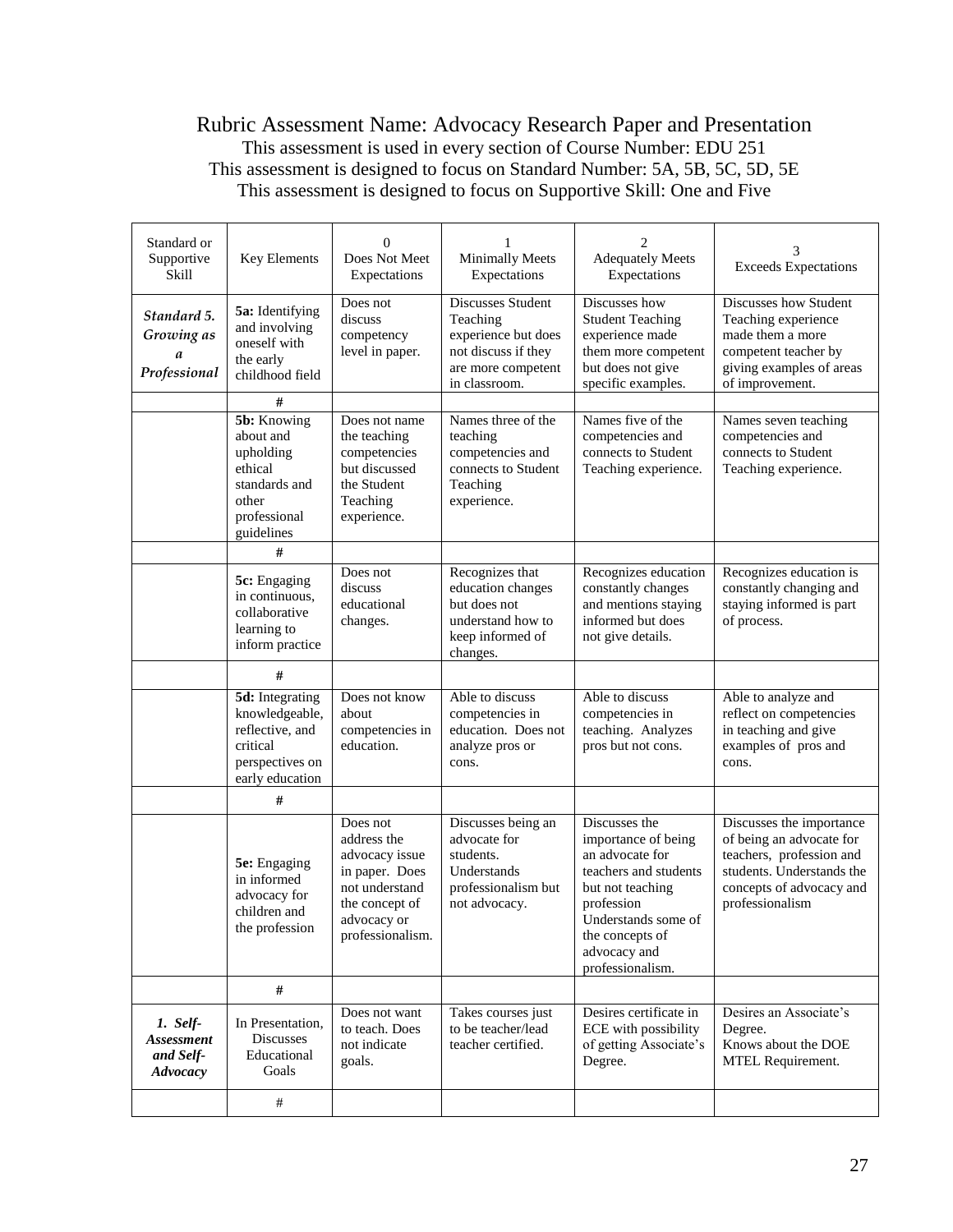# Rubric Assessment Name: Advocacy Research Paper and Presentation

This assessment is used in every section of Course Number: EDU 251

This assessment is designed to focus on Standard Number: 5A, 5B, 5C, 5D, 5E

This assessment is designed to focus on Supportive Skill: One and Five

| Standard or Supportive Skill | Key Elements | 0 Does Not Meet Expectations | 1 Minimally Meets Expectations | 2 Adequately Meets Expectations | 3 Exceeds Expectations |
|---|---|---|---|---|---|
| ***Standard 5. Growing as a Professional*** | **5a:** Identifying and involving oneself with the early childhood field | Does not discuss competency level in paper. | Discusses Student Teaching experience but does not discuss if they are more competent in classroom. | Discusses how Student Teaching experience made them more competent but does not give specific examples. | Discusses how Student Teaching experience made them a more competent teacher by giving examples of areas of improvement. |
| | **#** | | | | |
| | **5b:** Knowing about and upholding ethical standards and other professional guidelines | Does not name the teaching competencies but discussed the Student Teaching experience. | Names three of the teaching competencies and connects to Student Teaching experience. | Names five of the competencies and connects to Student Teaching experience. | Names seven teaching competencies and connects to Student Teaching experience. |
| | **#** | | | | |
| | **5c:** Engaging in continuous, collaborative learning to inform practice | Does not discuss educational changes. | Recognizes that education changes but does not understand how to keep informed of changes. | Recognizes education constantly changes and mentions staying informed but does not give details. | Recognizes education is constantly changing and staying informed is part of process. |
| | **#** | | | | |
| | **5d:** Integrating knowledgeable, reflective, and critical perspectives on early education | Does not know about competencies in education. | Able to discuss competencies in education. Does not analyze pros or cons. | Able to discuss competencies in teaching. Analyzes pros but not cons. | Able to analyze and reflect on competencies in teaching and give examples of pros and cons. |
| | **#** | | | | |
| | **5e:** Engaging in informed advocacy for children and the profession | Does not address the advocacy issue in paper. Does not understand the concept of advocacy or professionalism. | Discusses being an advocate for students. Understands professionalism but not advocacy. | Discusses the importance of being an advocate for teachers and students but not teaching profession Understands some of the concepts of advocacy and professionalism. | Discusses the importance of being an advocate for teachers, profession and students. Understands the concepts of advocacy and professionalism |
| | **#** | | | | |
| ***1. Self-Assessment and Self-Advocacy*** | In Presentation, Discusses Educational Goals | Does not want to teach. Does not indicate goals. | Takes courses just to be teacher/lead teacher certified. | Desires certificate in ECE with possibility of getting Associate's Degree. | Desires an Associate's Degree. Knows about the DOE MTEL Requirement. |
| | # | | | | |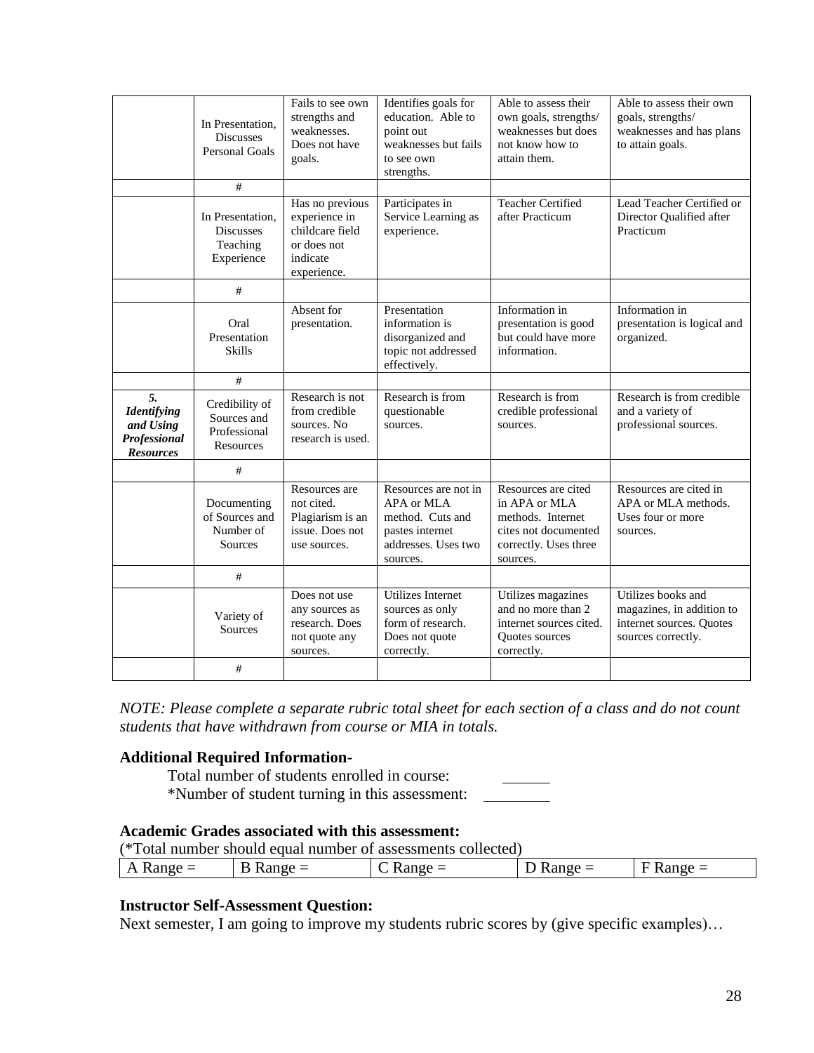| | | | | | |
|---|---|---|---|---|---|
| | In Presentation, Discusses Personal Goals | Fails to see own strengths and weaknesses. Does not have goals. | Identifies goals for education. Able to point out weaknesses but fails to see own strengths. | Able to assess their own goals, strengths/ weaknesses but does not know how to attain them. | Able to assess their own goals, strengths/ weaknesses and has plans to attain goals. |
| | # | | | | |
| | In Presentation, Discusses Teaching Experience | Has no previous experience in childcare field or does not indicate experience. | Participates in Service Learning as experience. | Teacher Certified after Practicum | Lead Teacher Certified or Director Qualified after Practicum |
| | # | | | | |
| | Oral Presentation Skills | Absent for presentation. | Presentation information is disorganized and topic not addressed effectively. | Information in presentation is good but could have more information. | Information in presentation is logical and organized. |
| | # | | | | |
| ***5. Identifying and Using Professional Resources*** | Credibility of Sources and Professional Resources | Research is not from credible sources. No research is used. | Research is from questionable sources. | Research is from credible professional sources. | Research is from credible and a variety of professional sources. |
| | # | | | | |
| | Documenting of Sources and Number of Sources | Resources are not cited. Plagiarism is an issue. Does not use sources. | Resources are not in APA or MLA method. Cuts and pastes internet addresses. Uses two sources. | Resources are cited in APA or MLA methods. Internet cites not documented correctly. Uses three sources. | Resources are cited in APA or MLA methods. Uses four or more sources. |
| | # | | | | |
| | Variety of Sources | Does not use any sources as research. Does not quote any sources. | Utilizes Internet sources as only form of research. Does not quote correctly. | Utilizes magazines and no more than 2 internet sources cited. Quotes sources correctly. | Utilizes books and magazines, in addition to internet sources. Quotes sources correctly. |
| | # | | | | |

*NOTE: Please complete a separate rubric total sheet for each section of a class and do not count students that have withdrawn from course or MIA in totals.*

**Additional Required Information-**

Total number of students enrolled in course: ______

*Number of student turning in this assessment: ________

**Academic Grades associated with this assessment:**

(*Total number should equal number of assessments collected)

| A Range = | B Range = | C Range = | D Range = | F Range = |
|---|---|---|---|---|

**Instructor Self-Assessment Question:**

Next semester, I am going to improve my students rubric scores by (give specific examples)…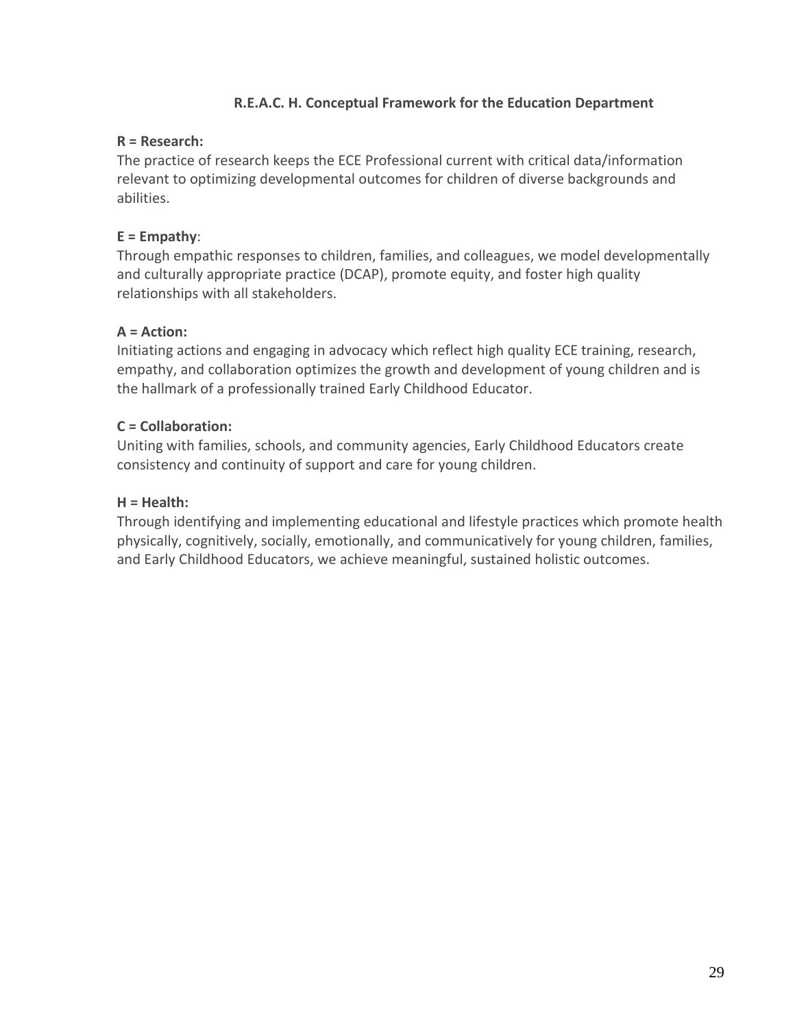## R.E.A.C. H. Conceptual Framework for the Education Department

**R = Research:**
The practice of research keeps the ECE Professional current with critical data/information relevant to optimizing developmental outcomes for children of diverse backgrounds and abilities.

**E = Empathy**:
Through empathic responses to children, families, and colleagues, we model developmentally and culturally appropriate practice (DCAP), promote equity, and foster high quality relationships with all stakeholders.

**A = Action:**
Initiating actions and engaging in advocacy which reflect high quality ECE training, research, empathy, and collaboration optimizes the growth and development of young children and is the hallmark of a professionally trained Early Childhood Educator.

**C = Collaboration:**
Uniting with families, schools, and community agencies, Early Childhood Educators create consistency and continuity of support and care for young children.

**H = Health:**
Through identifying and implementing educational and lifestyle practices which promote health physically, cognitively, socially, emotionally, and communicatively for young children, families, and Early Childhood Educators, we achieve meaningful, sustained holistic outcomes.